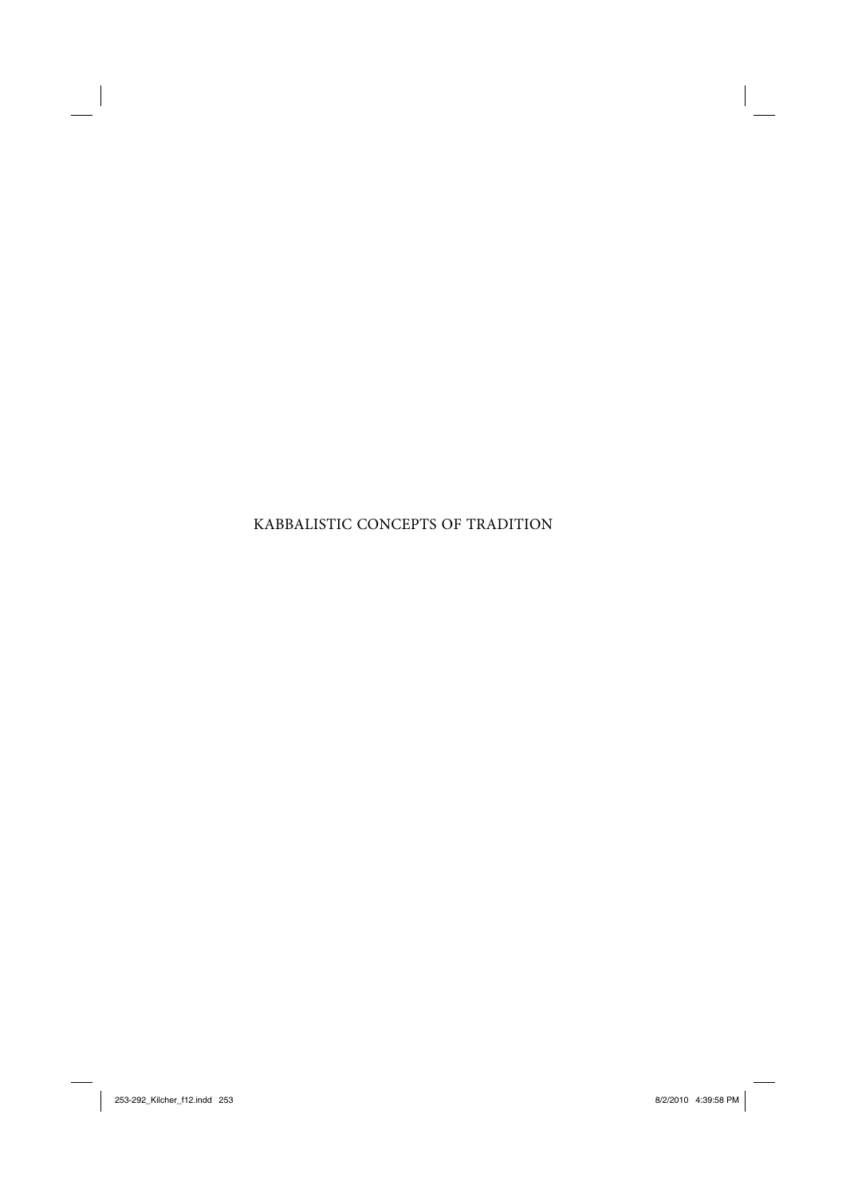# KABBALISTIC CONCEPTS OF TRADITION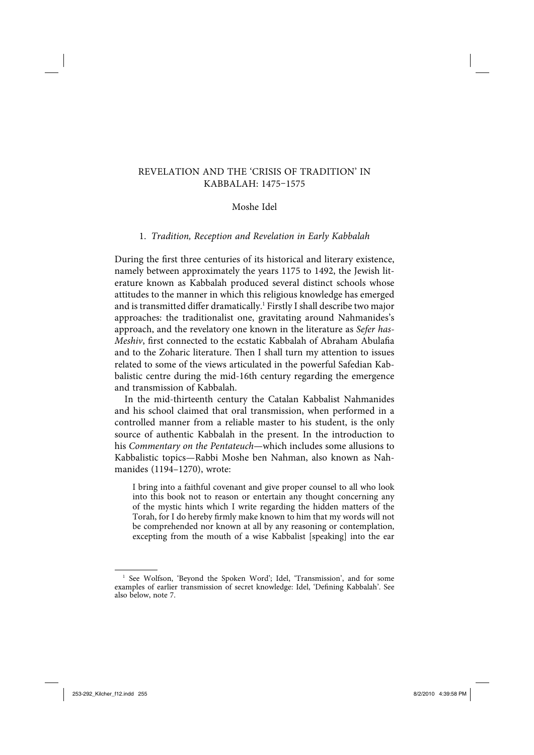# REVELATION AND THE 'CRISIS OF TRADITION' IN KABBALAH: 1475–1575

Moshe Idel

## 1. *Tradition, Reception and Revelation in Early Kabbalah*

During the first three centuries of its historical and literary existence, namely between approximately the years 1175 to 1492, the Jewish literature known as Kabbalah produced several distinct schools whose attitudes to the manner in which this religious knowledge has emerged and is transmitted differ dramatically.[1] Firstly I shall describe two major approaches: the traditionalist one, gravitating around Nahmanides's approach, and the revelatory one known in the literature as *Sefer has-Meshiv*, first connected to the ecstatic Kabbalah of Abraham Abulafia and to the Zoharic literature. Then I shall turn my attention to issues related to some of the views articulated in the powerful Safedian Kabbalistic centre during the mid-16th century regarding the emergence and transmission of Kabbalah.

In the mid-thirteenth century the Catalan Kabbalist Nahmanides and his school claimed that oral transmission, when performed in a controlled manner from a reliable master to his student, is the only source of authentic Kabbalah in the present. In the introduction to his *Commentary on the Pentateuch*—which includes some allusions to Kabbalistic topics—Rabbi Moshe ben Nahman, also known as Nahmanides (1194–1270), wrote:

> I bring into a faithful covenant and give proper counsel to all who look into this book not to reason or entertain any thought concerning any of the mystic hints which I write regarding the hidden matters of the Torah, for I do hereby firmly make known to him that my words will not be comprehended nor known at all by any reasoning or contemplation, excepting from the mouth of a wise Kabbalist [speaking] into the ear

---

[1] See Wolfson, 'Beyond the Spoken Word'; Idel, 'Transmission', and for some examples of earlier transmission of secret knowledge: Idel, 'Defining Kabbalah'. See also below, note 7.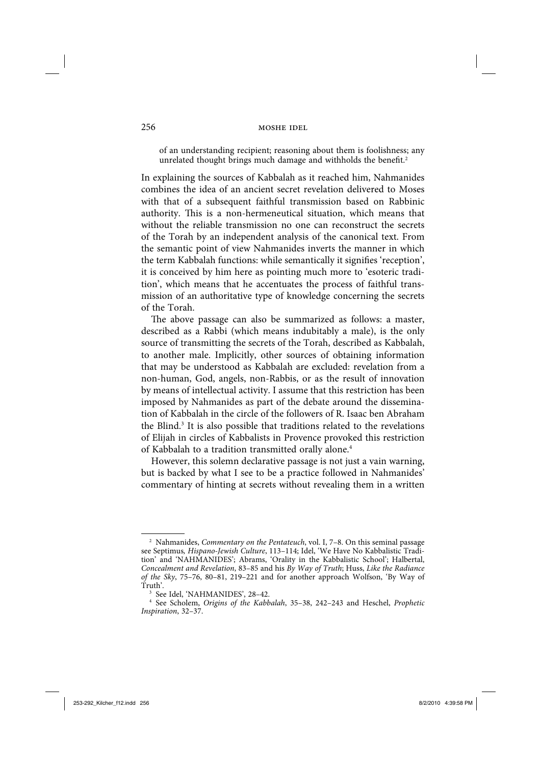of an understanding recipient; reasoning about them is foolishness; any unrelated thought brings much damage and withholds the benefit.[2]

In explaining the sources of Kabbalah as it reached him, Nahmanides combines the idea of an ancient secret revelation delivered to Moses with that of a subsequent faithful transmission based on Rabbinic authority. This is a non-hermeneutical situation, which means that without the reliable transmission no one can reconstruct the secrets of the Torah by an independent analysis of the canonical text. From the semantic point of view Nahmanides inverts the manner in which the term Kabbalah functions: while semantically it signifies 'reception', it is conceived by him here as pointing much more to 'esoteric tradition', which means that he accentuates the process of faithful transmission of an authoritative type of knowledge concerning the secrets of the Torah.

The above passage can also be summarized as follows: a master, described as a Rabbi (which means indubitably a male), is the only source of transmitting the secrets of the Torah, described as Kabbalah, to another male. Implicitly, other sources of obtaining information that may be understood as Kabbalah are excluded: revelation from a non-human, God, angels, non-Rabbis, or as the result of innovation by means of intellectual activity. I assume that this restriction has been imposed by Nahmanides as part of the debate around the dissemination of Kabbalah in the circle of the followers of R. Isaac ben Abraham the Blind.[3] It is also possible that traditions related to the revelations of Elijah in circles of Kabbalists in Provence provoked this restriction of Kabbalah to a tradition transmitted orally alone.[4]

However, this solemn declarative passage is not just a vain warning, but is backed by what I see to be a practice followed in Nahmanides' commentary of hinting at secrets without revealing them in a written

---

[2] Nahmanides, *Commentary on the Pentateuch*, vol. I, 7–8. On this seminal passage see Septimus, *Hispano-Jewish Culture*, 113–114; Idel, 'We Have No Kabbalistic Tradition' and 'NAHMANIDES'; Abrams, 'Orality in the Kabbalistic School'; Halbertal, *Concealment and Revelation*, 83–85 and his *By Way of Truth*; Huss, *Like the Radiance of the Sky*, 75–76, 80–81, 219–221 and for another approach Wolfson, 'By Way of Truth'.

[3] See Idel, 'NAHMANIDES', 28–42.

[4] See Scholem, *Origins of the Kabbalah*, 35–38, 242–243 and Heschel, *Prophetic Inspiration*, 32–37.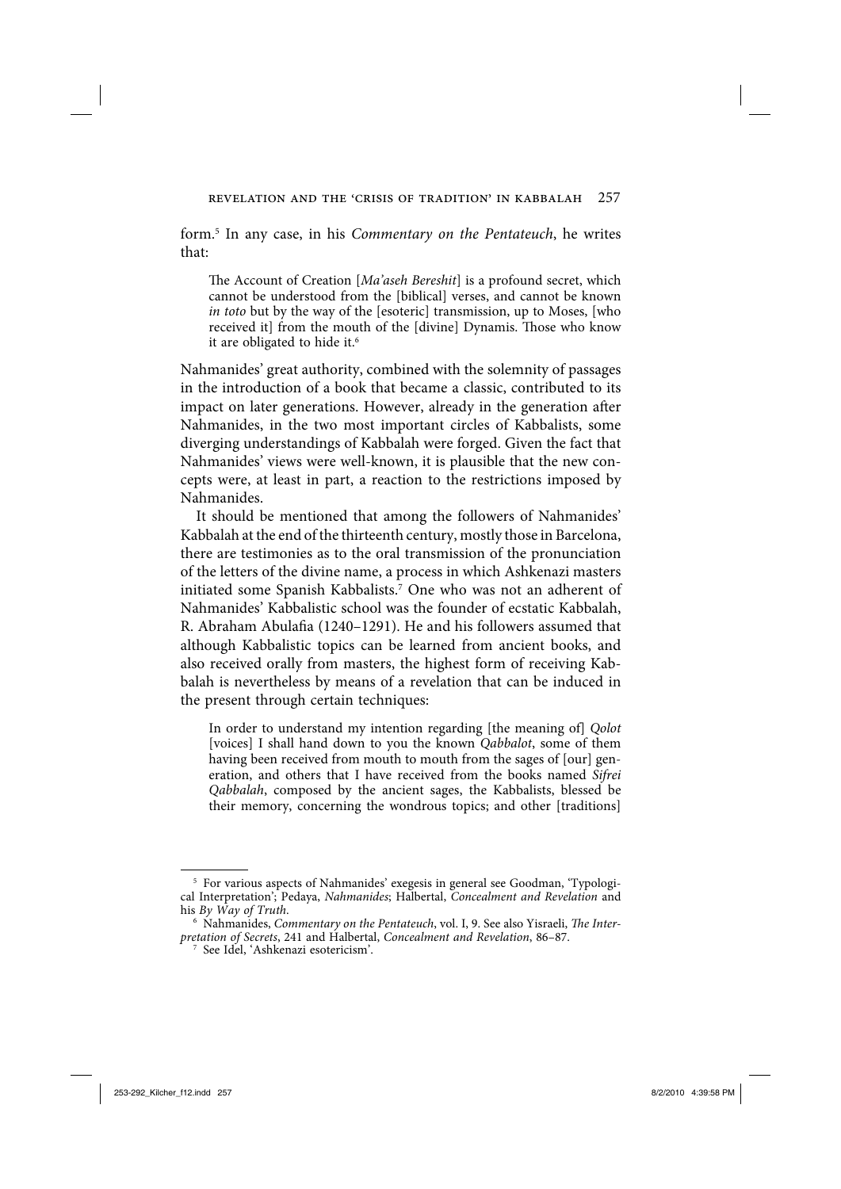form.[5] In any case, in his *Commentary on the Pentateuch*, he writes that:

> The Account of Creation [*Ma'aseh Bereshit*] is a profound secret, which cannot be understood from the [biblical] verses, and cannot be known *in toto* but by the way of the [esoteric] transmission, up to Moses, [who received it] from the mouth of the [divine] Dynamis. Those who know it are obligated to hide it.[6]

Nahmanides' great authority, combined with the solemnity of passages in the introduction of a book that became a classic, contributed to its impact on later generations. However, already in the generation after Nahmanides, in the two most important circles of Kabbalists, some diverging understandings of Kabbalah were forged. Given the fact that Nahmanides' views were well-known, it is plausible that the new concepts were, at least in part, a reaction to the restrictions imposed by Nahmanides.

It should be mentioned that among the followers of Nahmanides' Kabbalah at the end of the thirteenth century, mostly those in Barcelona, there are testimonies as to the oral transmission of the pronunciation of the letters of the divine name, a process in which Ashkenazi masters initiated some Spanish Kabbalists.[7] One who was not an adherent of Nahmanides' Kabbalistic school was the founder of ecstatic Kabbalah, R. Abraham Abulafia (1240–1291). He and his followers assumed that although Kabbalistic topics can be learned from ancient books, and also received orally from masters, the highest form of receiving Kabbalah is nevertheless by means of a revelation that can be induced in the present through certain techniques:

> In order to understand my intention regarding [the meaning of] *Qolot* [voices] I shall hand down to you the known *Qabbalot*, some of them having been received from mouth to mouth from the sages of [our] generation, and others that I have received from the books named *Sifrei Qabbalah*, composed by the ancient sages, the Kabbalists, blessed be their memory, concerning the wondrous topics; and other [traditions]

---

[5] For various aspects of Nahmanides' exegesis in general see Goodman, 'Typological Interpretation'; Pedaya, *Nahmanides*; Halbertal, *Concealment and Revelation* and his *By Way of Truth*.

[6] Nahmanides, *Commentary on the Pentateuch*, vol. I, 9. See also Yisraeli, *The Interpretation of Secrets*, 241 and Halbertal, *Concealment and Revelation*, 86–87.

[7] See Idel, 'Ashkenazi esotericism'.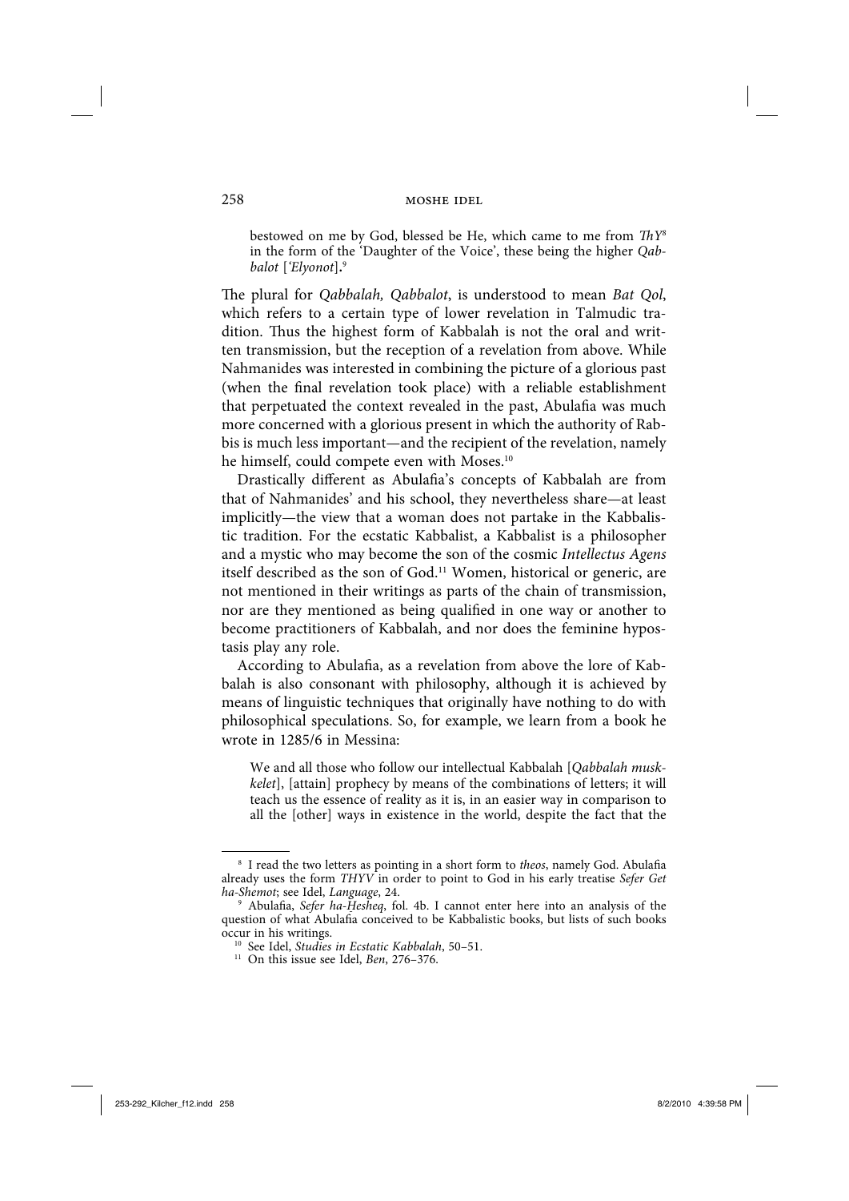> bestowed on me by God, blessed be He, which came to me from *ThY*[8] in the form of the 'Daughter of the Voice', these being the higher *Qabbalot* [*'Elyonot*].[9]

The plural for *Qabbalah, Qabbalot*, is understood to mean *Bat Qol*, which refers to a certain type of lower revelation in Talmudic tradition. Thus the highest form of Kabbalah is not the oral and written transmission, but the reception of a revelation from above. While Nahmanides was interested in combining the picture of a glorious past (when the final revelation took place) with a reliable establishment that perpetuated the context revealed in the past, Abulafia was much more concerned with a glorious present in which the authority of Rabbis is much less important—and the recipient of the revelation, namely he himself, could compete even with Moses.[10]

Drastically different as Abulafia's concepts of Kabbalah are from that of Nahmanides' and his school, they nevertheless share—at least implicitly—the view that a woman does not partake in the Kabbalistic tradition. For the ecstatic Kabbalist, a Kabbalist is a philosopher and a mystic who may become the son of the cosmic *Intellectus Agens* itself described as the son of God.[11] Women, historical or generic, are not mentioned in their writings as parts of the chain of transmission, nor are they mentioned as being qualified in one way or another to become practitioners of Kabbalah, and nor does the feminine hypostasis play any role.

According to Abulafia, as a revelation from above the lore of Kabbalah is also consonant with philosophy, although it is achieved by means of linguistic techniques that originally have nothing to do with philosophical speculations. So, for example, we learn from a book he wrote in 1285/6 in Messina:

> We and all those who follow our intellectual Kabbalah [*Qabbalah muskkelet*], [attain] prophecy by means of the combinations of letters; it will teach us the essence of reality as it is, in an easier way in comparison to all the [other] ways in existence in the world, despite the fact that the

---

[8] I read the two letters as pointing in a short form to *theos*, namely God. Abulafia already uses the form *THYV* in order to point to God in his early treatise *Sefer Get ha-Shemot*; see Idel, *Language*, 24.

[9] Abulafia, *Sefer ha-Hesheq*, fol. 4b. I cannot enter here into an analysis of the question of what Abulafia conceived to be Kabbalistic books, but lists of such books occur in his writings.

[10] See Idel, *Studies in Ecstatic Kabbalah*, 50–51.

[11] On this issue see Idel, *Ben*, 276–376.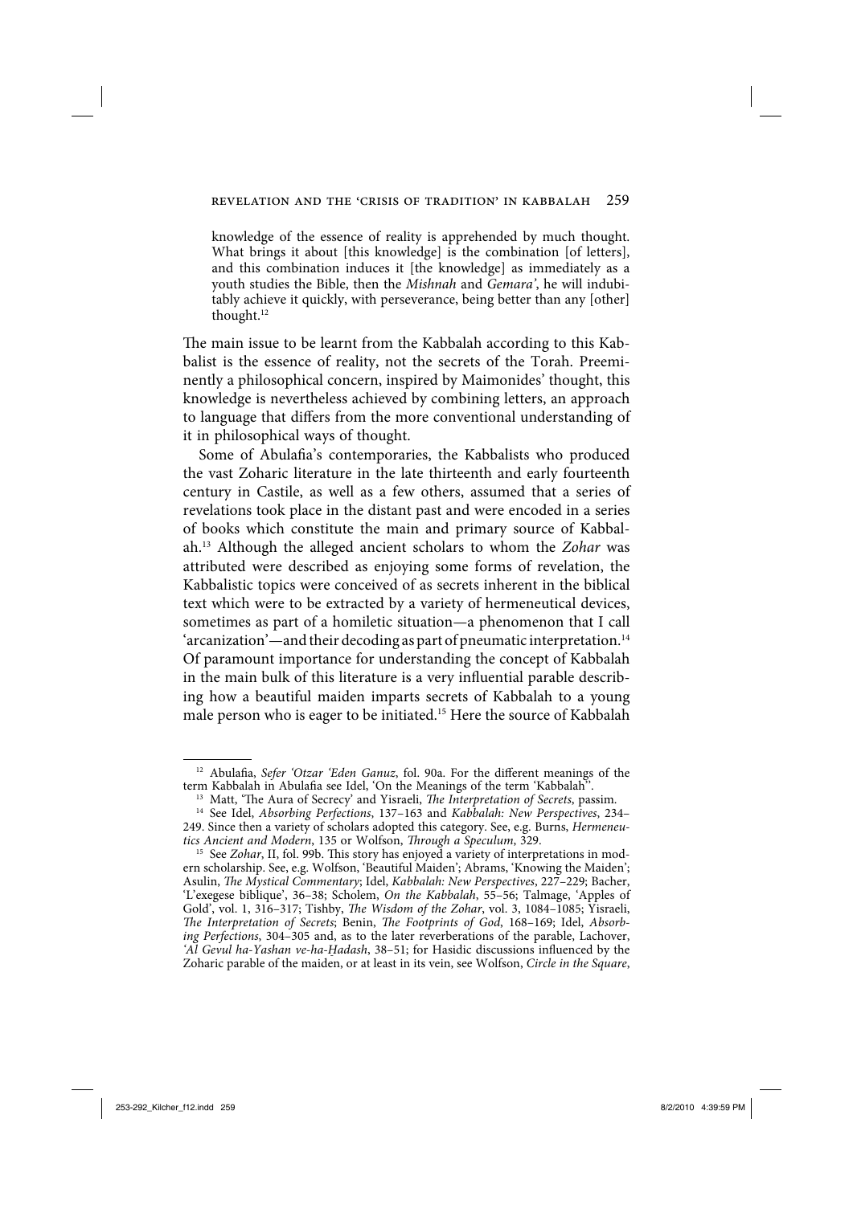> knowledge of the essence of reality is apprehended by much thought. What brings it about [this knowledge] is the combination [of letters], and this combination induces it [the knowledge] as immediately as a youth studies the Bible, then the *Mishnah* and *Gemara'*, he will indubitably achieve it quickly, with perseverance, being better than any [other] thought.[12]

The main issue to be learnt from the Kabbalah according to this Kabbalist is the essence of reality, not the secrets of the Torah. Preeminently a philosophical concern, inspired by Maimonides' thought, this knowledge is nevertheless achieved by combining letters, an approach to language that differs from the more conventional understanding of it in philosophical ways of thought.

Some of Abulafia's contemporaries, the Kabbalists who produced the vast Zoharic literature in the late thirteenth and early fourteenth century in Castile, as well as a few others, assumed that a series of revelations took place in the distant past and were encoded in a series of books which constitute the main and primary source of Kabbalah.[13] Although the alleged ancient scholars to whom the *Zohar* was attributed were described as enjoying some forms of revelation, the Kabbalistic topics were conceived of as secrets inherent in the biblical text which were to be extracted by a variety of hermeneutical devices, sometimes as part of a homiletic situation—a phenomenon that I call 'arcanization'—and their decoding as part of pneumatic interpretation.[14] Of paramount importance for understanding the concept of Kabbalah in the main bulk of this literature is a very influential parable describing how a beautiful maiden imparts secrets of Kabbalah to a young male person who is eager to be initiated.[15] Here the source of Kabbalah

---

[12] Abulafia, *Sefer 'Otzar 'Eden Ganuz*, fol. 90a. For the different meanings of the term Kabbalah in Abulafia see Idel, 'On the Meanings of the term 'Kabbalah''.

[13] Matt, 'The Aura of Secrecy' and Yisraeli, *The Interpretation of Secrets*, passim.

[14] See Idel, *Absorbing Perfections*, 137–163 and *Kabbalah: New Perspectives*, 234–249. Since then a variety of scholars adopted this category. See, e.g. Burns, *Hermeneutics Ancient and Modern*, 135 or Wolfson, *Through a Speculum*, 329.

[15] See *Zohar*, II, fol. 99b. This story has enjoyed a variety of interpretations in modern scholarship. See, e.g. Wolfson, 'Beautiful Maiden'; Abrams, 'Knowing the Maiden'; Asulin, *The Mystical Commentary*; Idel, *Kabbalah: New Perspectives*, 227–229; Bacher, 'L'exegese biblique', 36–38; Scholem, *On the Kabbalah*, 55–56; Talmage, 'Apples of Gold', vol. 1, 316–317; Tishby, *The Wisdom of the Zohar*, vol. 3, 1084–1085; Yisraeli, *The Interpretation of Secrets*; Benin, *The Footprints of God*, 168–169; Idel, *Absorbing Perfections*, 304–305 and, as to the later reverberations of the parable, Lachover, *'Al Gevul ha-Yashan ve-ha-Ḥadash*, 38–51; for Hasidic discussions influenced by the Zoharic parable of the maiden, or at least in its vein, see Wolfson, *Circle in the Square*,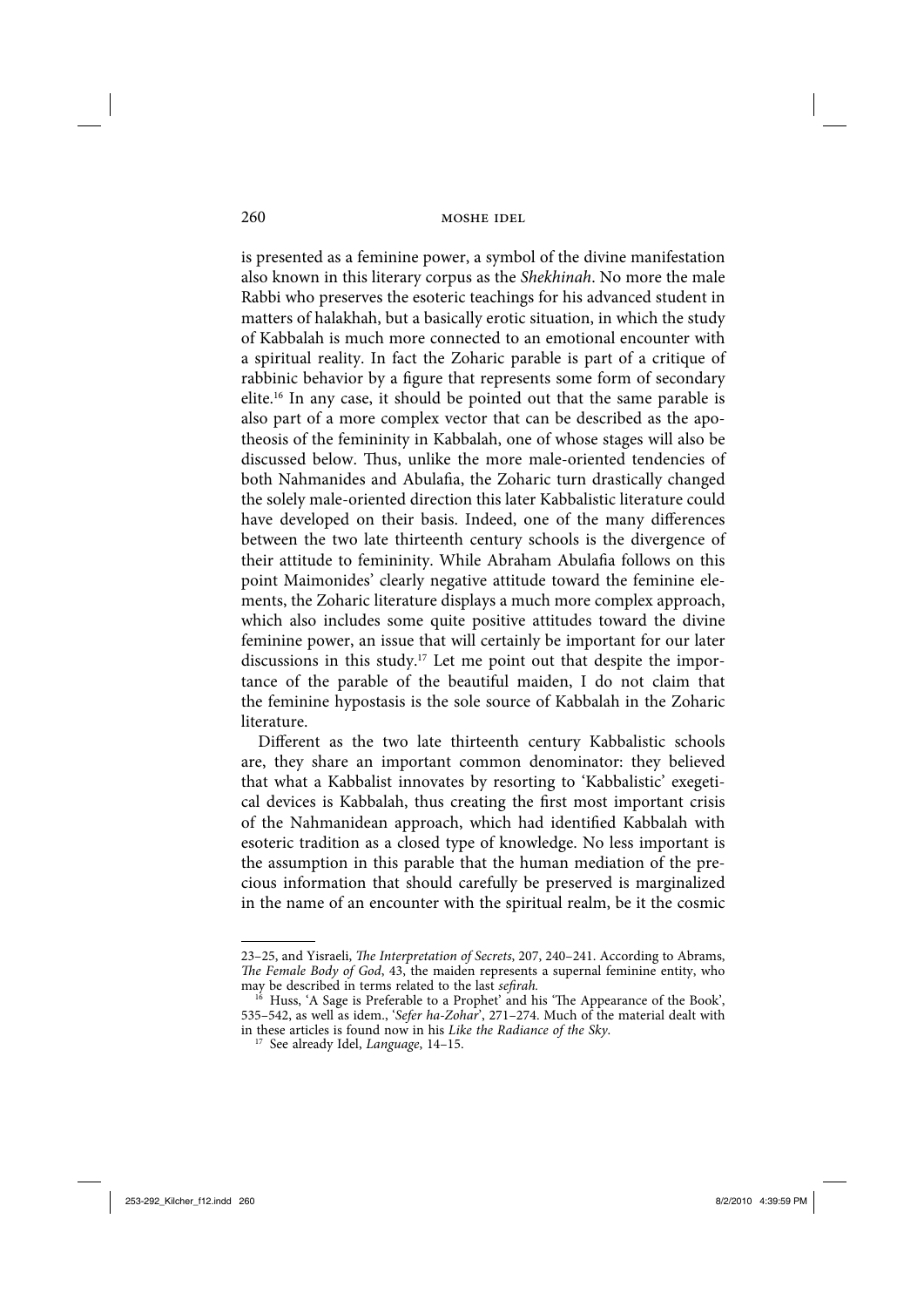is presented as a feminine power, a symbol of the divine manifestation also known in this literary corpus as the *Shekhinah*. No more the male Rabbi who preserves the esoteric teachings for his advanced student in matters of halakhah, but a basically erotic situation, in which the study of Kabbalah is much more connected to an emotional encounter with a spiritual reality. In fact the Zoharic parable is part of a critique of rabbinic behavior by a figure that represents some form of secondary elite.[16] In any case, it should be pointed out that the same parable is also part of a more complex vector that can be described as the apotheosis of the femininity in Kabbalah, one of whose stages will also be discussed below. Thus, unlike the more male-oriented tendencies of both Nahmanides and Abulafia, the Zoharic turn drastically changed the solely male-oriented direction this later Kabbalistic literature could have developed on their basis. Indeed, one of the many differences between the two late thirteenth century schools is the divergence of their attitude to femininity. While Abraham Abulafia follows on this point Maimonides' clearly negative attitude toward the feminine elements, the Zoharic literature displays a much more complex approach, which also includes some quite positive attitudes toward the divine feminine power, an issue that will certainly be important for our later discussions in this study.[17] Let me point out that despite the importance of the parable of the beautiful maiden, I do not claim that the feminine hypostasis is the sole source of Kabbalah in the Zoharic literature.

Different as the two late thirteenth century Kabbalistic schools are, they share an important common denominator: they believed that what a Kabbalist innovates by resorting to 'Kabbalistic' exegetical devices is Kabbalah, thus creating the first most important crisis of the Nahmanidean approach, which had identified Kabbalah with esoteric tradition as a closed type of knowledge. No less important is the assumption in this parable that the human mediation of the precious information that should carefully be preserved is marginalized in the name of an encounter with the spiritual realm, be it the cosmic

---

23–25, and Yisraeli, *The Interpretation of Secrets*, 207, 240–241. According to Abrams, *The Female Body of God*, 43, the maiden represents a supernal feminine entity, who may be described in terms related to the last *sefirah*.

[16] Huss, 'A Sage is Preferable to a Prophet' and his 'The Appearance of the Book', 535–542, as well as idem., '*Sefer ha-Zohar*', 271–274. Much of the material dealt with in these articles is found now in his *Like the Radiance of the Sky*.

[17] See already Idel, *Language*, 14–15.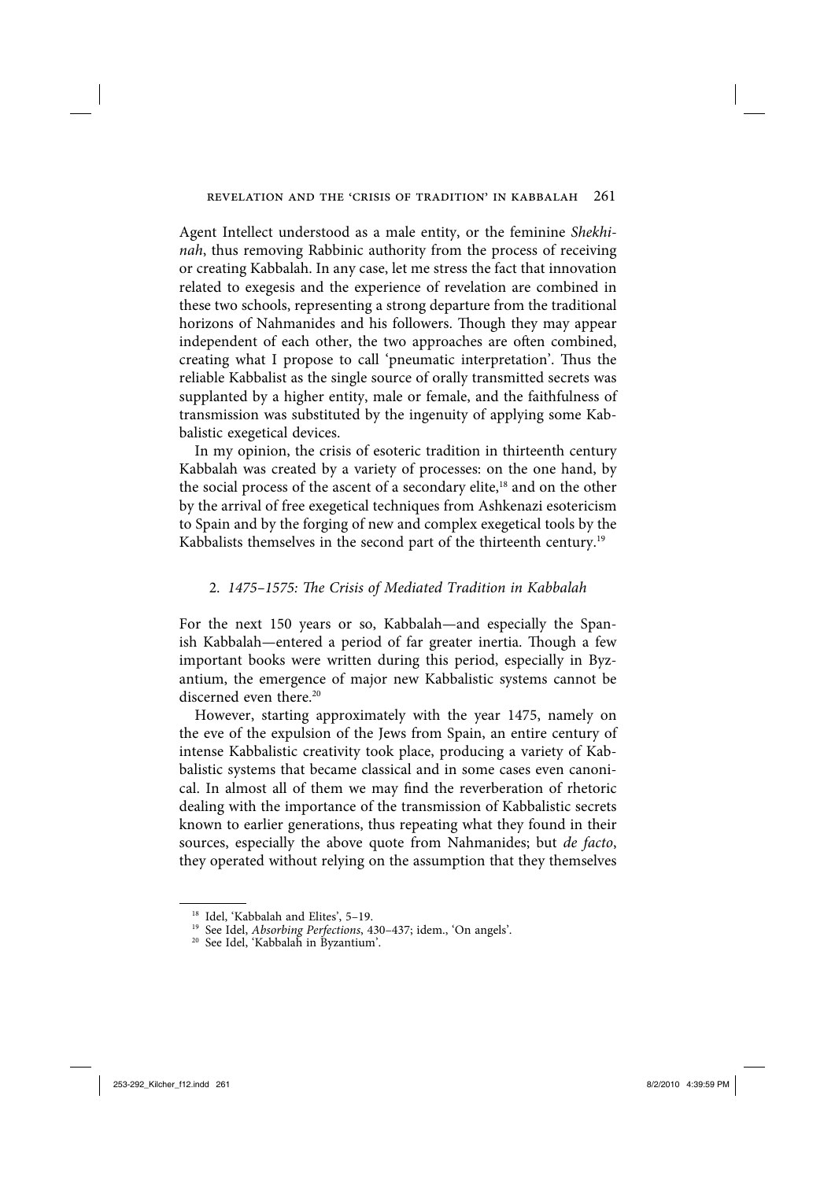Agent Intellect understood as a male entity, or the feminine *Shekhinah*, thus removing Rabbinic authority from the process of receiving or creating Kabbalah. In any case, let me stress the fact that innovation related to exegesis and the experience of revelation are combined in these two schools, representing a strong departure from the traditional horizons of Nahmanides and his followers. Though they may appear independent of each other, the two approaches are often combined, creating what I propose to call 'pneumatic interpretation'. Thus the reliable Kabbalist as the single source of orally transmitted secrets was supplanted by a higher entity, male or female, and the faithfulness of transmission was substituted by the ingenuity of applying some Kabbalistic exegetical devices.

In my opinion, the crisis of esoteric tradition in thirteenth century Kabbalah was created by a variety of processes: on the one hand, by the social process of the ascent of a secondary elite,[18] and on the other by the arrival of free exegetical techniques from Ashkenazi esotericism to Spain and by the forging of new and complex exegetical tools by the Kabbalists themselves in the second part of the thirteenth century.[19]

## 2. *1475–1575: The Crisis of Mediated Tradition in Kabbalah*

For the next 150 years or so, Kabbalah—and especially the Spanish Kabbalah—entered a period of far greater inertia. Though a few important books were written during this period, especially in Byzantium, the emergence of major new Kabbalistic systems cannot be discerned even there.[20]

However, starting approximately with the year 1475, namely on the eve of the expulsion of the Jews from Spain, an entire century of intense Kabbalistic creativity took place, producing a variety of Kabbalistic systems that became classical and in some cases even canonical. In almost all of them we may find the reverberation of rhetoric dealing with the importance of the transmission of Kabbalistic secrets known to earlier generations, thus repeating what they found in their sources, especially the above quote from Nahmanides; but *de facto*, they operated without relying on the assumption that they themselves

---

[18] Idel, 'Kabbalah and Elites', 5–19.

[19] See Idel, *Absorbing Perfections*, 430–437; idem., 'On angels'.

[20] See Idel, 'Kabbalah in Byzantium'.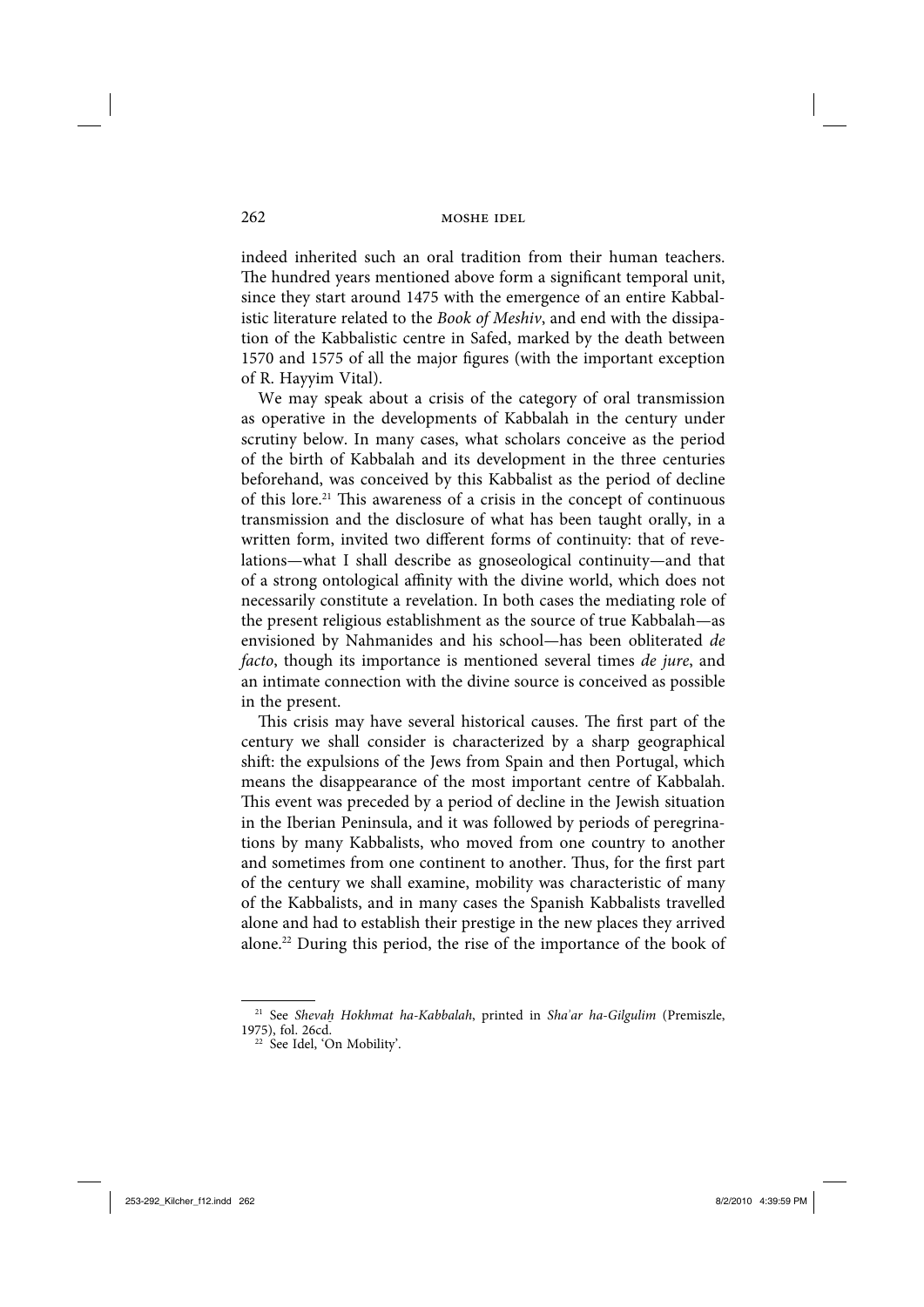indeed inherited such an oral tradition from their human teachers. The hundred years mentioned above form a significant temporal unit, since they start around 1475 with the emergence of an entire Kabbalistic literature related to the *Book of Meshiv*, and end with the dissipation of the Kabbalistic centre in Safed, marked by the death between 1570 and 1575 of all the major figures (with the important exception of R. Hayyim Vital).

We may speak about a crisis of the category of oral transmission as operative in the developments of Kabbalah in the century under scrutiny below. In many cases, what scholars conceive as the period of the birth of Kabbalah and its development in the three centuries beforehand, was conceived by this Kabbalist as the period of decline of this lore.[21] This awareness of a crisis in the concept of continuous transmission and the disclosure of what has been taught orally, in a written form, invited two different forms of continuity: that of revelations—what I shall describe as gnoseological continuity—and that of a strong ontological affinity with the divine world, which does not necessarily constitute a revelation. In both cases the mediating role of the present religious establishment as the source of true Kabbalah—as envisioned by Nahmanides and his school—has been obliterated *de facto*, though its importance is mentioned several times *de jure*, and an intimate connection with the divine source is conceived as possible in the present.

This crisis may have several historical causes. The first part of the century we shall consider is characterized by a sharp geographical shift: the expulsions of the Jews from Spain and then Portugal, which means the disappearance of the most important centre of Kabbalah. This event was preceded by a period of decline in the Jewish situation in the Iberian Peninsula, and it was followed by periods of peregrinations by many Kabbalists, who moved from one country to another and sometimes from one continent to another. Thus, for the first part of the century we shall examine, mobility was characteristic of many of the Kabbalists, and in many cases the Spanish Kabbalists travelled alone and had to establish their prestige in the new places they arrived alone.[22] During this period, the rise of the importance of the book of

---

[21] See *Shevaḥ Hokhmat ha-Kabbalah*, printed in *Sha'ar ha-Gilgulim* (Premiszle, 1975), fol. 26cd.

[22] See Idel, 'On Mobility'.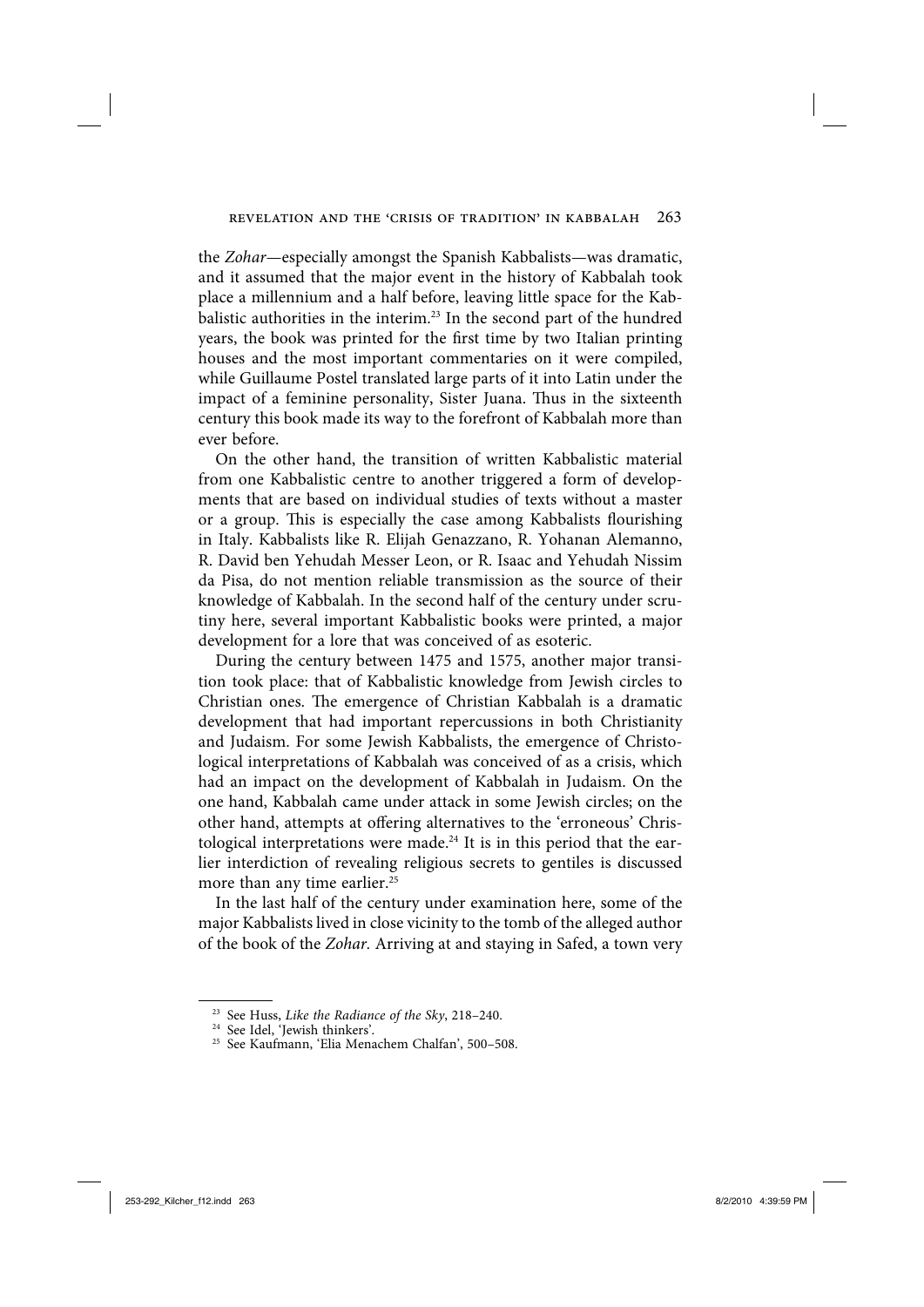the *Zohar*—especially amongst the Spanish Kabbalists—was dramatic, and it assumed that the major event in the history of Kabbalah took place a millennium and a half before, leaving little space for the Kabbalistic authorities in the interim.[23] In the second part of the hundred years, the book was printed for the first time by two Italian printing houses and the most important commentaries on it were compiled, while Guillaume Postel translated large parts of it into Latin under the impact of a feminine personality, Sister Juana. Thus in the sixteenth century this book made its way to the forefront of Kabbalah more than ever before.

On the other hand, the transition of written Kabbalistic material from one Kabbalistic centre to another triggered a form of developments that are based on individual studies of texts without a master or a group. This is especially the case among Kabbalists flourishing in Italy. Kabbalists like R. Elijah Genazzano, R. Yohanan Alemanno, R. David ben Yehudah Messer Leon, or R. Isaac and Yehudah Nissim da Pisa, do not mention reliable transmission as the source of their knowledge of Kabbalah. In the second half of the century under scrutiny here, several important Kabbalistic books were printed, a major development for a lore that was conceived of as esoteric.

During the century between 1475 and 1575, another major transition took place: that of Kabbalistic knowledge from Jewish circles to Christian ones. The emergence of Christian Kabbalah is a dramatic development that had important repercussions in both Christianity and Judaism. For some Jewish Kabbalists, the emergence of Christological interpretations of Kabbalah was conceived of as a crisis, which had an impact on the development of Kabbalah in Judaism. On the one hand, Kabbalah came under attack in some Jewish circles; on the other hand, attempts at offering alternatives to the 'erroneous' Christological interpretations were made.[24] It is in this period that the earlier interdiction of revealing religious secrets to gentiles is discussed more than any time earlier.[25]

In the last half of the century under examination here, some of the major Kabbalists lived in close vicinity to the tomb of the alleged author of the book of the *Zohar*. Arriving at and staying in Safed, a town very

---

[23] See Huss, *Like the Radiance of the Sky*, 218–240.

[24] See Idel, 'Jewish thinkers'.

[25] See Kaufmann, 'Elia Menachem Chalfan', 500–508.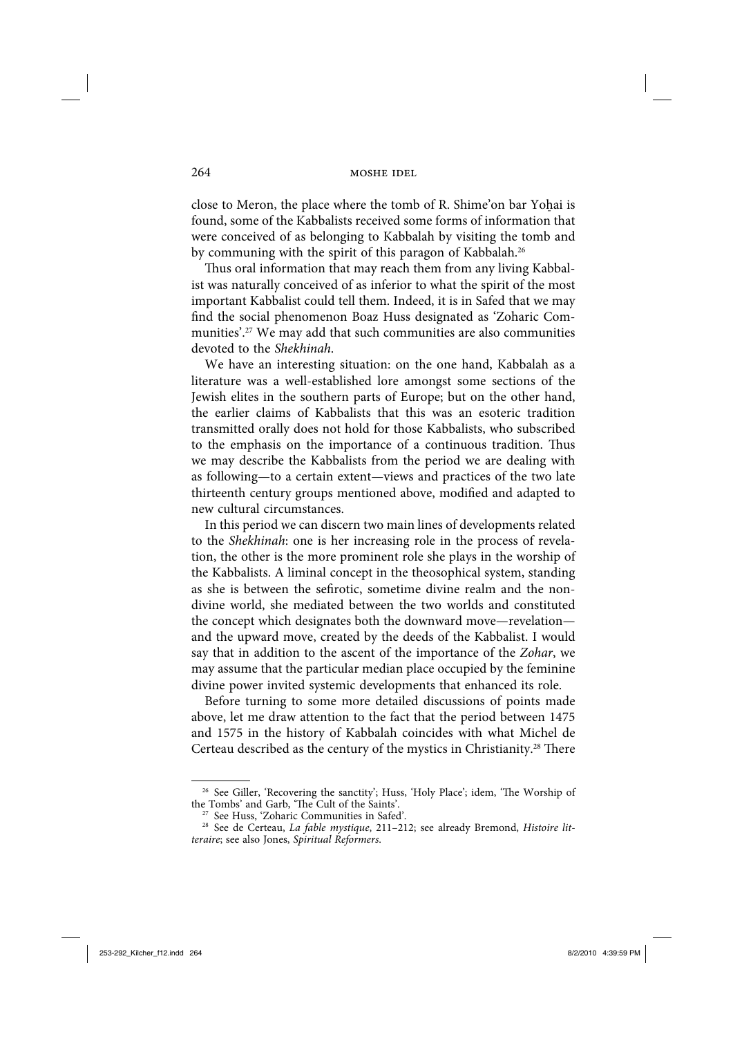close to Meron, the place where the tomb of R. Shime'on bar Yoḥai is found, some of the Kabbalists received some forms of information that were conceived of as belonging to Kabbalah by visiting the tomb and by communing with the spirit of this paragon of Kabbalah.[26]

Thus oral information that may reach them from any living Kabbalist was naturally conceived of as inferior to what the spirit of the most important Kabbalist could tell them. Indeed, it is in Safed that we may find the social phenomenon Boaz Huss designated as 'Zoharic Communities'.[27] We may add that such communities are also communities devoted to the *Shekhinah*.

We have an interesting situation: on the one hand, Kabbalah as a literature was a well-established lore amongst some sections of the Jewish elites in the southern parts of Europe; but on the other hand, the earlier claims of Kabbalists that this was an esoteric tradition transmitted orally does not hold for those Kabbalists, who subscribed to the emphasis on the importance of a continuous tradition. Thus we may describe the Kabbalists from the period we are dealing with as following—to a certain extent—views and practices of the two late thirteenth century groups mentioned above, modified and adapted to new cultural circumstances.

In this period we can discern two main lines of developments related to the *Shekhinah*: one is her increasing role in the process of revelation, the other is the more prominent role she plays in the worship of the Kabbalists. A liminal concept in the theosophical system, standing as she is between the sefirotic, sometime divine realm and the non-divine world, she mediated between the two worlds and constituted the concept which designates both the downward move—revelation—and the upward move, created by the deeds of the Kabbalist. I would say that in addition to the ascent of the importance of the *Zohar*, we may assume that the particular median place occupied by the feminine divine power invited systemic developments that enhanced its role.

Before turning to some more detailed discussions of points made above, let me draw attention to the fact that the period between 1475 and 1575 in the history of Kabbalah coincides with what Michel de Certeau described as the century of the mystics in Christianity.[28] There

---

[26] See Giller, 'Recovering the sanctity'; Huss, 'Holy Place'; idem, 'The Worship of the Tombs' and Garb, 'The Cult of the Saints'.

[27] See Huss, 'Zoharic Communities in Safed'.

[28] See de Certeau, *La fable mystique*, 211–212; see already Bremond, *Histoire litteraire*; see also Jones, *Spiritual Reformers*.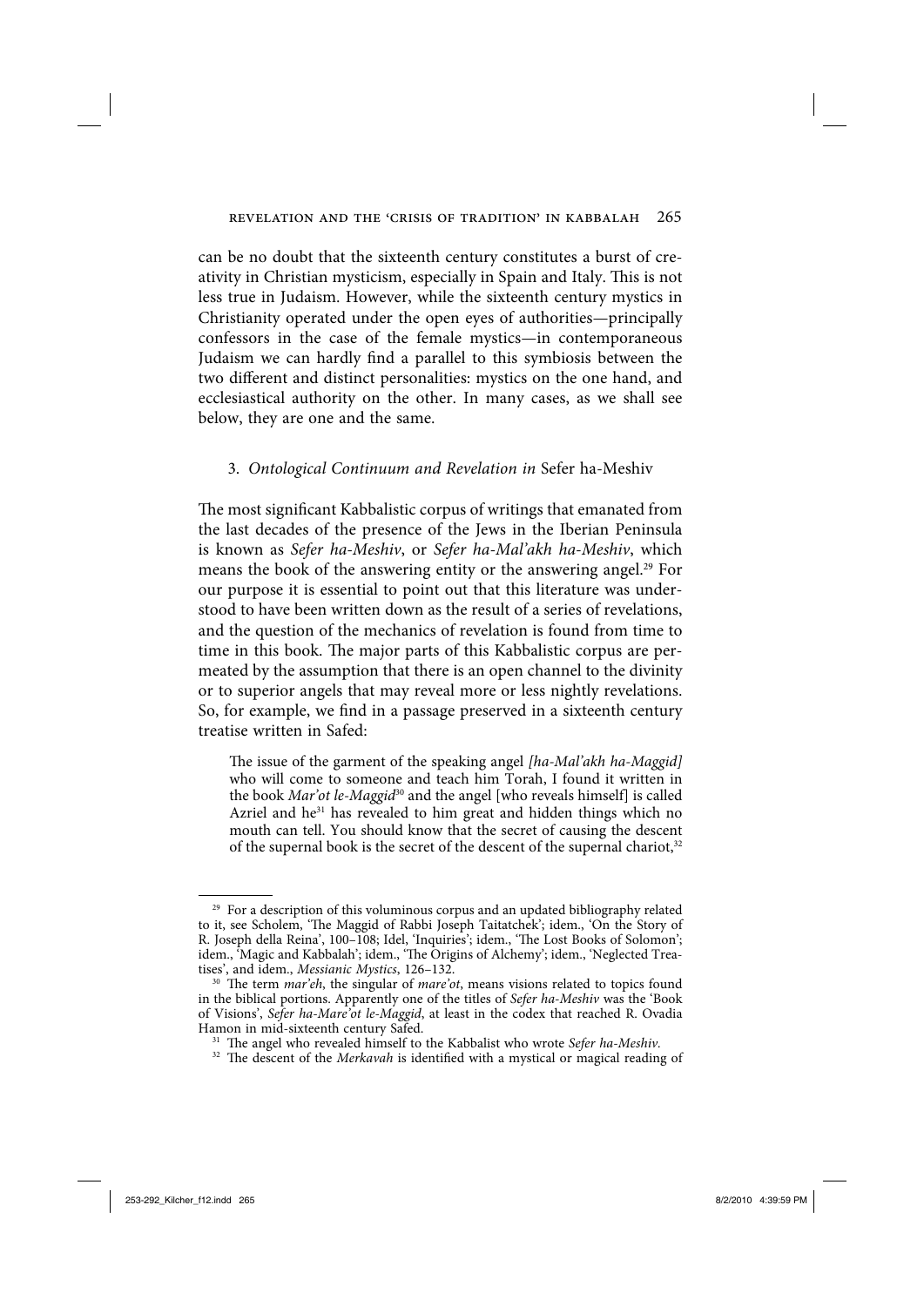can be no doubt that the sixteenth century constitutes a burst of creativity in Christian mysticism, especially in Spain and Italy. This is not less true in Judaism. However, while the sixteenth century mystics in Christianity operated under the open eyes of authorities—principally confessors in the case of the female mystics—in contemporaneous Judaism we can hardly find a parallel to this symbiosis between the two different and distinct personalities: mystics on the one hand, and ecclesiastical authority on the other. In many cases, as we shall see below, they are one and the same.

### 3. *Ontological Continuum and Revelation in* Sefer ha-Meshiv

The most significant Kabbalistic corpus of writings that emanated from the last decades of the presence of the Jews in the Iberian Peninsula is known as *Sefer ha-Meshiv*, or *Sefer ha-Mal'akh ha-Meshiv*, which means the book of the answering entity or the answering angel.[29] For our purpose it is essential to point out that this literature was understood to have been written down as the result of a series of revelations, and the question of the mechanics of revelation is found from time to time in this book. The major parts of this Kabbalistic corpus are permeated by the assumption that there is an open channel to the divinity or to superior angels that may reveal more or less nightly revelations. So, for example, we find in a passage preserved in a sixteenth century treatise written in Safed:

> The issue of the garment of the speaking angel *[ha-Mal'akh ha-Maggid]* who will come to someone and teach him Torah, I found it written in the book *Mar'ot le-Maggid*[30] and the angel [who reveals himself] is called Azriel and he[31] has revealed to him great and hidden things which no mouth can tell. You should know that the secret of causing the descent of the supernal book is the secret of the descent of the supernal chariot,[32]

---

[29] For a description of this voluminous corpus and an updated bibliography related to it, see Scholem, 'The Maggid of Rabbi Joseph Taitatchek'; idem., 'On the Story of R. Joseph della Reina', 100–108; Idel, 'Inquiries'; idem., 'The Lost Books of Solomon'; idem., 'Magic and Kabbalah'; idem., 'The Origins of Alchemy'; idem., 'Neglected Treatises', and idem., *Messianic Mystics*, 126–132.

[30] The term *mar'eh*, the singular of *mare'ot*, means visions related to topics found in the biblical portions. Apparently one of the titles of *Sefer ha-Meshiv* was the 'Book of Visions', *Sefer ha-Mare'ot le-Maggid*, at least in the codex that reached R. Ovadia Hamon in mid-sixteenth century Safed.

[31] The angel who revealed himself to the Kabbalist who wrote *Sefer ha-Meshiv*.

[32] The descent of the *Merkavah* is identified with a mystical or magical reading of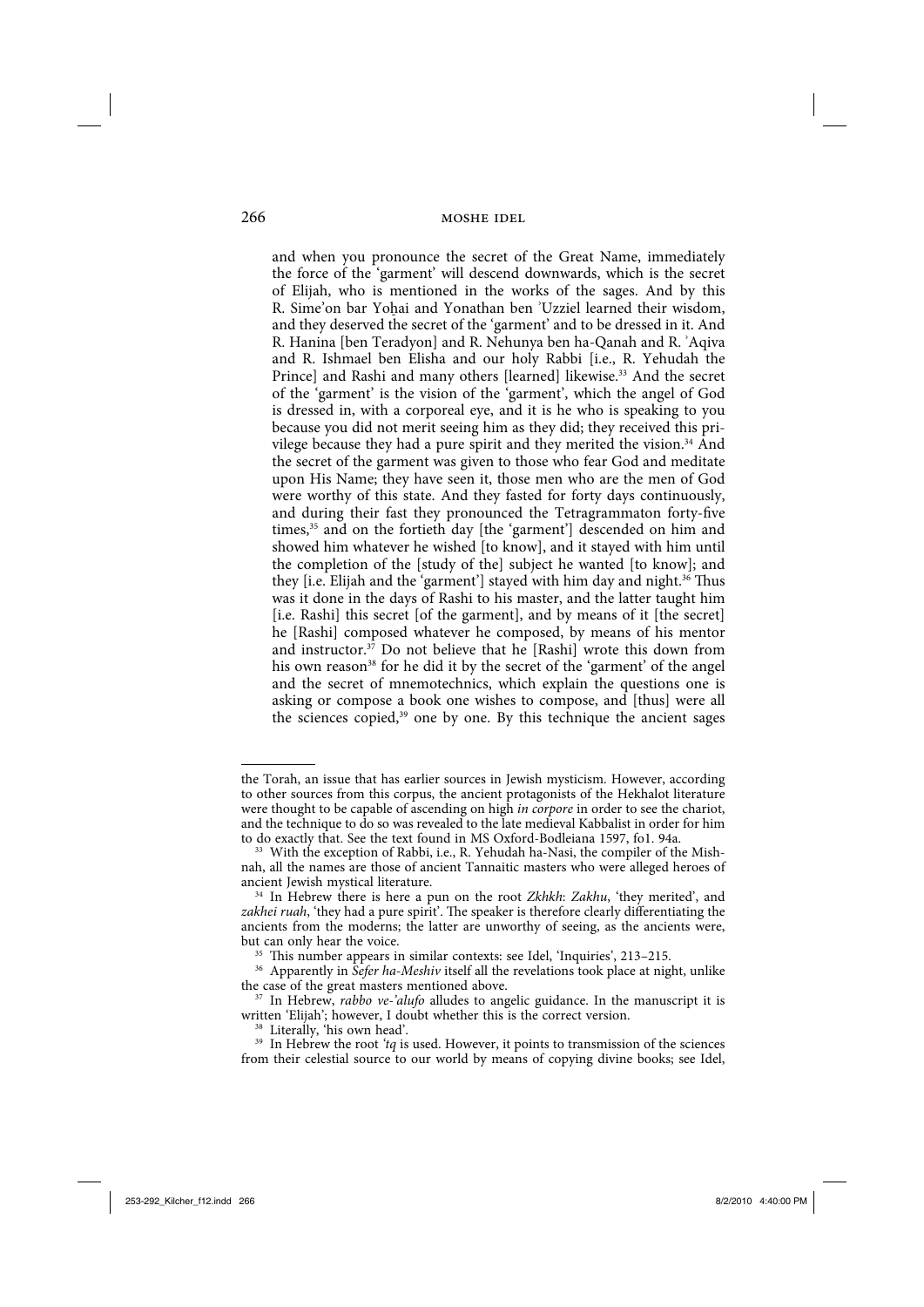and when you pronounce the secret of the Great Name, immediately the force of the 'garment' will descend downwards, which is the secret of Elijah, who is mentioned in the works of the sages. And by this R. Sime'on bar Yoḥai and Yonathan ben ʾUzziel learned their wisdom, and they deserved the secret of the 'garment' and to be dressed in it. And R. Hanina [ben Teradyon] and R. Nehunya ben ha-Qanah and R. ʾAqiva and R. Ishmael ben Elisha and our holy Rabbi [i.e., R. Yehudah the Prince] and Rashi and many others [learned] likewise.[33] And the secret of the 'garment' is the vision of the 'garment', which the angel of God is dressed in, with a corporeal eye, and it is he who is speaking to you because you did not merit seeing him as they did; they received this privilege because they had a pure spirit and they merited the vision.[34] And the secret of the garment was given to those who fear God and meditate upon His Name; they have seen it, those men who are the men of God were worthy of this state. And they fasted for forty days continuously, and during their fast they pronounced the Tetragrammaton forty-five times,[35] and on the fortieth day [the 'garment'] descended on him and showed him whatever he wished [to know], and it stayed with him until the completion of the [study of the] subject he wanted [to know]; and they [i.e. Elijah and the 'garment'] stayed with him day and night.[36] Thus was it done in the days of Rashi to his master, and the latter taught him [i.e. Rashi] this secret [of the garment], and by means of it [the secret] he [Rashi] composed whatever he composed, by means of his mentor and instructor.[37] Do not believe that he [Rashi] wrote this down from his own reason[38] for he did it by the secret of the 'garment' of the angel and the secret of mnemotechnics, which explain the questions one is asking or compose a book one wishes to compose, and [thus] were all the sciences copied,[39] one by one. By this technique the ancient sages

---

the Torah, an issue that has earlier sources in Jewish mysticism. However, according to other sources from this corpus, the ancient protagonists of the Hekhalot literature were thought to be capable of ascending on high *in corpore* in order to see the chariot, and the technique to do so was revealed to the late medieval Kabbalist in order for him to do exactly that. See the text found in MS Oxford-Bodleiana 1597, fol. 94a.

[33] With the exception of Rabbi, i.e., R. Yehudah ha-Nasi, the compiler of the Mishnah, all the names are those of ancient Tannaitic masters who were alleged heroes of ancient Jewish mystical literature.

[34] In Hebrew there is here a pun on the root *Zkhkh*: *Zakhu*, 'they merited', and *zakhei ruah*, 'they had a pure spirit'. The speaker is therefore clearly differentiating the ancients from the moderns; the latter are unworthy of seeing, as the ancients were, but can only hear the voice.

[35] This number appears in similar contexts: see Idel, 'Inquiries', 213–215.

[36] Apparently in *Sefer ha-Meshiv* itself all the revelations took place at night, unlike the case of the great masters mentioned above.

[37] In Hebrew, *rabbo ve-'alufo* alludes to angelic guidance. In the manuscript it is written 'Elijah'; however, I doubt whether this is the correct version.

[38] Literally, 'his own head'.

[39] In Hebrew the root *'tq* is used. However, it points to transmission of the sciences from their celestial source to our world by means of copying divine books; see Idel,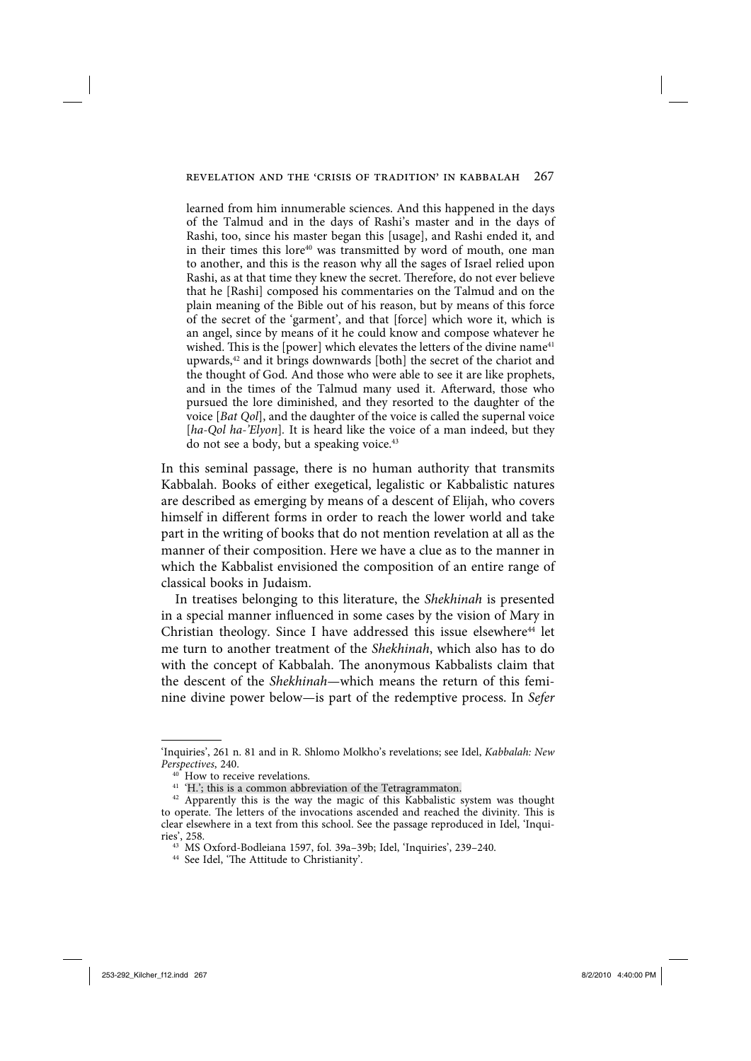learned from him innumerable sciences. And this happened in the days of the Talmud and in the days of Rashi's master and in the days of Rashi, too, since his master began this [usage], and Rashi ended it, and in their times this lore[40] was transmitted by word of mouth, one man to another, and this is the reason why all the sages of Israel relied upon Rashi, as at that time they knew the secret. Therefore, do not ever believe that he [Rashi] composed his commentaries on the Talmud and on the plain meaning of the Bible out of his reason, but by means of this force of the secret of the 'garment', and that [force] which wore it, which is an angel, since by means of it he could know and compose whatever he wished. This is the [power] which elevates the letters of the divine name[41] upwards,[42] and it brings downwards [both] the secret of the chariot and the thought of God. And those who were able to see it are like prophets, and in the times of the Talmud many used it. Afterward, those who pursued the lore diminished, and they resorted to the daughter of the voice [*Bat Qol*], and the daughter of the voice is called the supernal voice [*ha-Qol ha-'Elyon*]. It is heard like the voice of a man indeed, but they do not see a body, but a speaking voice.[43]

In this seminal passage, there is no human authority that transmits Kabbalah. Books of either exegetical, legalistic or Kabbalistic natures are described as emerging by means of a descent of Elijah, who covers himself in different forms in order to reach the lower world and take part in the writing of books that do not mention revelation at all as the manner of their composition. Here we have a clue as to the manner in which the Kabbalist envisioned the composition of an entire range of classical books in Judaism.

In treatises belonging to this literature, the *Shekhinah* is presented in a special manner influenced in some cases by the vision of Mary in Christian theology. Since I have addressed this issue elsewhere[44] let me turn to another treatment of the *Shekhinah*, which also has to do with the concept of Kabbalah. The anonymous Kabbalists claim that the descent of the *Shekhinah*—which means the return of this feminine divine power below—is part of the redemptive process. In *Sefer*

---

'Inquiries', 261 n. 81 and in R. Shlomo Molkho's revelations; see Idel, *Kabbalah: New Perspectives*, 240.

[40] How to receive revelations.

[41] 'H.'; this is a common abbreviation of the Tetragrammaton.

[42] Apparently this is the way the magic of this Kabbalistic system was thought to operate. The letters of the invocations ascended and reached the divinity. This is clear elsewhere in a text from this school. See the passage reproduced in Idel, 'Inquiries', 258.

[43] MS Oxford-Bodleiana 1597, fol. 39a–39b; Idel, 'Inquiries', 239–240.

[44] See Idel, 'The Attitude to Christianity'.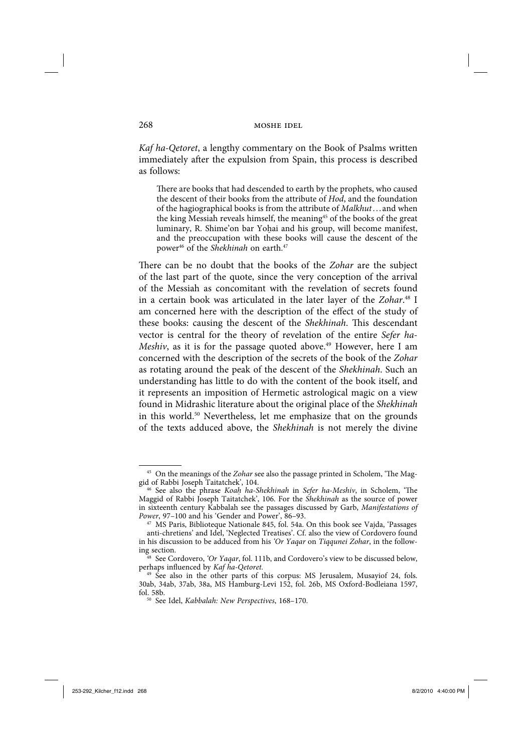*Kaf ha-Qetoret*, a lengthy commentary on the Book of Psalms written immediately after the expulsion from Spain, this process is described as follows:

> There are books that had descended to earth by the prophets, who caused the descent of their books from the attribute of *Hod*, and the foundation of the hagiographical books is from the attribute of *Malkhut*...and when the king Messiah reveals himself, the meaning[45] of the books of the great luminary, R. Shime'on bar Yoḥai and his group, will become manifest, and the preoccupation with these books will cause the descent of the power[46] of the *Shekhinah* on earth.[47]

There can be no doubt that the books of the *Zohar* are the subject of the last part of the quote, since the very conception of the arrival of the Messiah as concomitant with the revelation of secrets found in a certain book was articulated in the later layer of the *Zohar*.[48] I am concerned here with the description of the effect of the study of these books: causing the descent of the *Shekhinah*. This descendant vector is central for the theory of revelation of the entire *Sefer ha-Meshiv*, as it is for the passage quoted above.[49] However, here I am concerned with the description of the secrets of the book of the *Zohar* as rotating around the peak of the descent of the *Shekhinah*. Such an understanding has little to do with the content of the book itself, and it represents an imposition of Hermetic astrological magic on a view found in Midrashic literature about the original place of the *Shekhinah* in this world.[50] Nevertheless, let me emphasize that on the grounds of the texts adduced above, the *Shekhinah* is not merely the divine

---

[45] On the meanings of the *Zohar* see also the passage printed in Scholem, 'The Maggid of Rabbi Joseph Taitatchek', 104.

[46] See also the phrase *Koaḥ ha-Shekhinah* in *Sefer ha-Meshiv*, in Scholem, 'The Maggid of Rabbi Joseph Taitatchek', 106. For the *Shekhinah* as the source of power in sixteenth century Kabbalah see the passages discussed by Garb, *Manifestations of Power*, 97–100 and his 'Gender and Power', 86–93.

[47] MS Paris, Biblioteque Nationale 845, fol. 54a. On this book see Vajda, 'Passages anti-chretiens' and Idel, 'Neglected Treatises'. Cf. also the view of Cordovero found in his discussion to be adduced from his *'Or Yaqar* on *Tiqqunei Zohar*, in the following section.

[48] See Cordovero, *'Or Yaqar*, fol. 111b, and Cordovero's view to be discussed below, perhaps influenced by *Kaf ha-Qetoret*.

[49] See also in the other parts of this corpus: MS Jerusalem, Musayiof 24, fols. 30ab, 34ab, 37ab, 38a, MS Hamburg-Levi 152, fol. 26b, MS Oxford-Bodleiana 1597, fol. 58b.

[50] See Idel, *Kabbalah: New Perspectives*, 168–170.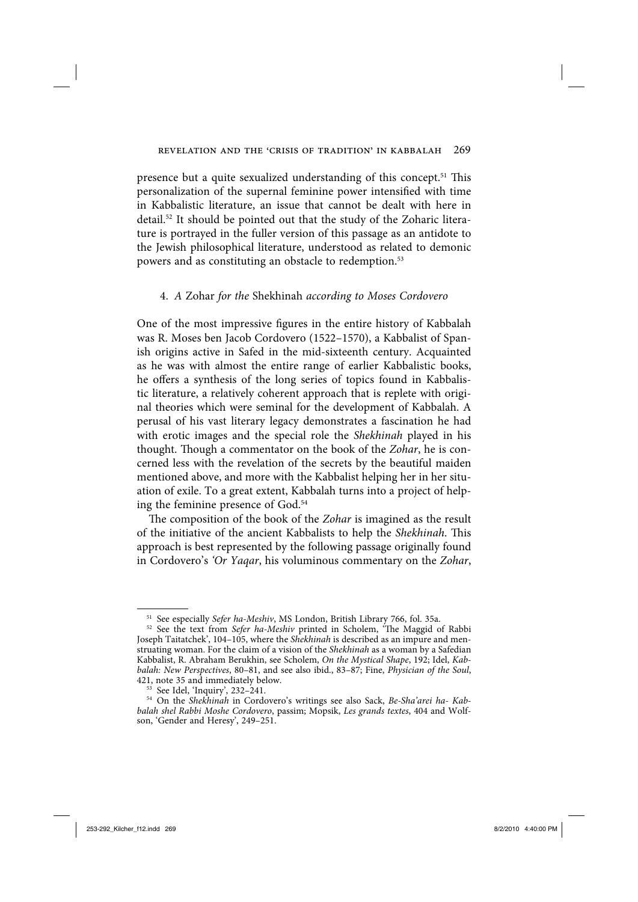presence but a quite sexualized understanding of this concept.[51] This personalization of the supernal feminine power intensified with time in Kabbalistic literature, an issue that cannot be dealt with here in detail.[52] It should be pointed out that the study of the Zoharic literature is portrayed in the fuller version of this passage as an antidote to the Jewish philosophical literature, understood as related to demonic powers and as constituting an obstacle to redemption.[53]

### 4. *A* Zohar *for the* Shekhinah *according to Moses Cordovero*

One of the most impressive figures in the entire history of Kabbalah was R. Moses ben Jacob Cordovero (1522–1570), a Kabbalist of Spanish origins active in Safed in the mid-sixteenth century. Acquainted as he was with almost the entire range of earlier Kabbalistic books, he offers a synthesis of the long series of topics found in Kabbalistic literature, a relatively coherent approach that is replete with original theories which were seminal for the development of Kabbalah. A perusal of his vast literary legacy demonstrates a fascination he had with erotic images and the special role the *Shekhinah* played in his thought. Though a commentator on the book of the *Zohar*, he is concerned less with the revelation of the secrets by the beautiful maiden mentioned above, and more with the Kabbalist helping her in her situation of exile. To a great extent, Kabbalah turns into a project of helping the feminine presence of God.[54]

The composition of the book of the *Zohar* is imagined as the result of the initiative of the ancient Kabbalists to help the *Shekhinah*. This approach is best represented by the following passage originally found in Cordovero's *'Or Yaqar*, his voluminous commentary on the *Zohar*,

---

[51] See especially *Sefer ha-Meshiv*, MS London, British Library 766, fol. 35a.

[52] See the text from *Sefer ha-Meshiv* printed in Scholem, 'The Maggid of Rabbi Joseph Taitatchek', 104–105, where the *Shekhinah* is described as an impure and menstruating woman. For the claim of a vision of the *Shekhinah* as a woman by a Safedian Kabbalist, R. Abraham Berukhin, see Scholem, *On the Mystical Shape*, 192; Idel, *Kabbalah: New Perspectives*, 80–81, and see also ibid., 83–87; Fine, *Physician of the Soul*, 421, note 35 and immediately below.

[53] See Idel, 'Inquiry', 232–241.

[54] On the *Shekhinah* in Cordovero's writings see also Sack, *Be-Sha'arei ha- Kabbalah shel Rabbi Moshe Cordovero*, passim; Mopsik, *Les grands textes*, 404 and Wolfson, 'Gender and Heresy', 249–251.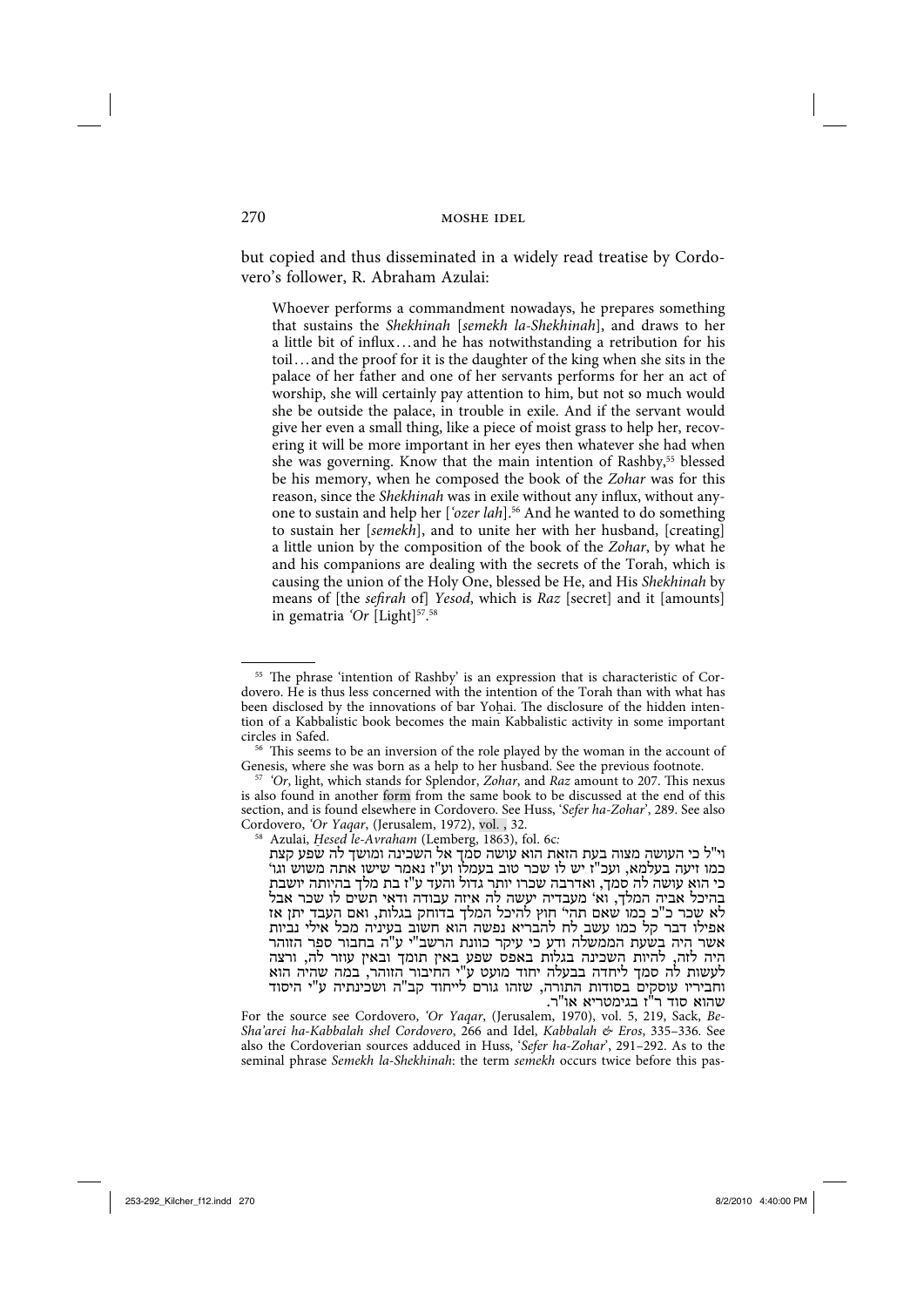but copied and thus disseminated in a widely read treatise by Cordovero's follower, R. Abraham Azulai:

> Whoever performs a commandment nowadays, he prepares something that sustains the *Shekhinah* [*semekh la-Shekhinah*], and draws to her a little bit of influx…and he has notwithstanding a retribution for his toil…and the proof for it is the daughter of the king when she sits in the palace of her father and one of her servants performs for her an act of worship, she will certainly pay attention to him, but not so much would she be outside the palace, in trouble in exile. And if the servant would give her even a small thing, like a piece of moist grass to help her, recovering it will be more important in her eyes then whatever she had when she was governing. Know that the main intention of Rashby,[55] blessed be his memory, when he composed the book of the *Zohar* was for this reason, since the *Shekhinah* was in exile without any influx, without anyone to sustain and help her [*'ozer lah*].[56] And he wanted to do something to sustain her [*semekh*], and to unite her with her husband, [creating] a little union by the composition of the book of the *Zohar*, by what he and his companions are dealing with the secrets of the Torah, which is causing the union of the Holy One, blessed be He, and His *Shekhinah* by means of [the *sefirah* of] *Yesod*, which is *Raz* [secret] and it [amounts] in gematria *'Or* [Light][57].[58]

---

[55] The phrase 'intention of Rashby' is an expression that is characteristic of Cordovero. He is thus less concerned with the intention of the Torah than with what has been disclosed by the innovations of bar Yoḥai. The disclosure of the hidden intention of a Kabbalistic book becomes the main Kabbalistic activity in some important circles in Safed.

[56] This seems to be an inversion of the role played by the woman in the account of Genesis, where she was born as a help to her husband. See the previous footnote.

[57] *'Or*, light, which stands for Splendor, *Zohar*, and *Raz* amount to 207. This nexus is also found in another form from the same book to be discussed at the end of this section, and is found elsewhere in Cordovero. See Huss, '*Sefer ha-Zohar*', 289. See also Cordovero, *'Or Yaqar*, (Jerusalem, 1972), vol. , 32.

[58] Azulai, *Hesed le-Avraham* (Lemberg, 1863), fol. 6c:

וי"ל כי העושה מצוה בעת הזאת הוא עושה סמך אל השכינה ומושך לה שפע קצת כמו זיעה בעלמא, ועכ"ז יש לו שכר טוב בעמלו וע"ז נאמר שישו אתה משוש וגו' כי הוא עושה לה סמך, ואדרבה שכרו יותר גדול והעד ע"ז בת מלך בהיותה יושבת בהיכל אביה המלך, וא' מעבדיה יעשה לה איזה עבודה ודאי תשים לו שכר אבל לא שכר כ"כ כמו שאם תהי' חוץ להיכל המלך בדוחק בגלות, ואם העבד יתן אז אפילו דבר קל כמו עשב לח להבריא נפשה הוא חשוב בעיניה מכל אילי נביות אשר היה בשעת הממשלה ודע כי עיקר כוונת הרשב"י ע"ה בחבור ספר הזוהר היה לזה, להיות השכינה בגלות באפס שפע באין תומך ובאין עוזר לה, ורצה לעשות לה סמך ליחדה בבעלה יחוד מועט ע"י החיבור הזוהר, במה שהיה הוא וחביריו עוסקים בסודות התורה, שזהו גורם לייחוד קב"ה ושכינתיה ע"י היסוד שהוא סוד ר"ז בגימטריא או"ר.

For the source see Cordovero, *'Or Yaqar*, (Jerusalem, 1970), vol. 5, 219, Sack, *Be-Sha'arei ha-Kabbalah shel Cordovero*, 266 and Idel, *Kabbalah & Eros*, 335–336. See also the Cordoverian sources adduced in Huss, '*Sefer ha-Zohar*', 291–292. As to the seminal phrase *Semekh la-Shekhinah*: the term *semekh* occurs twice before this pas-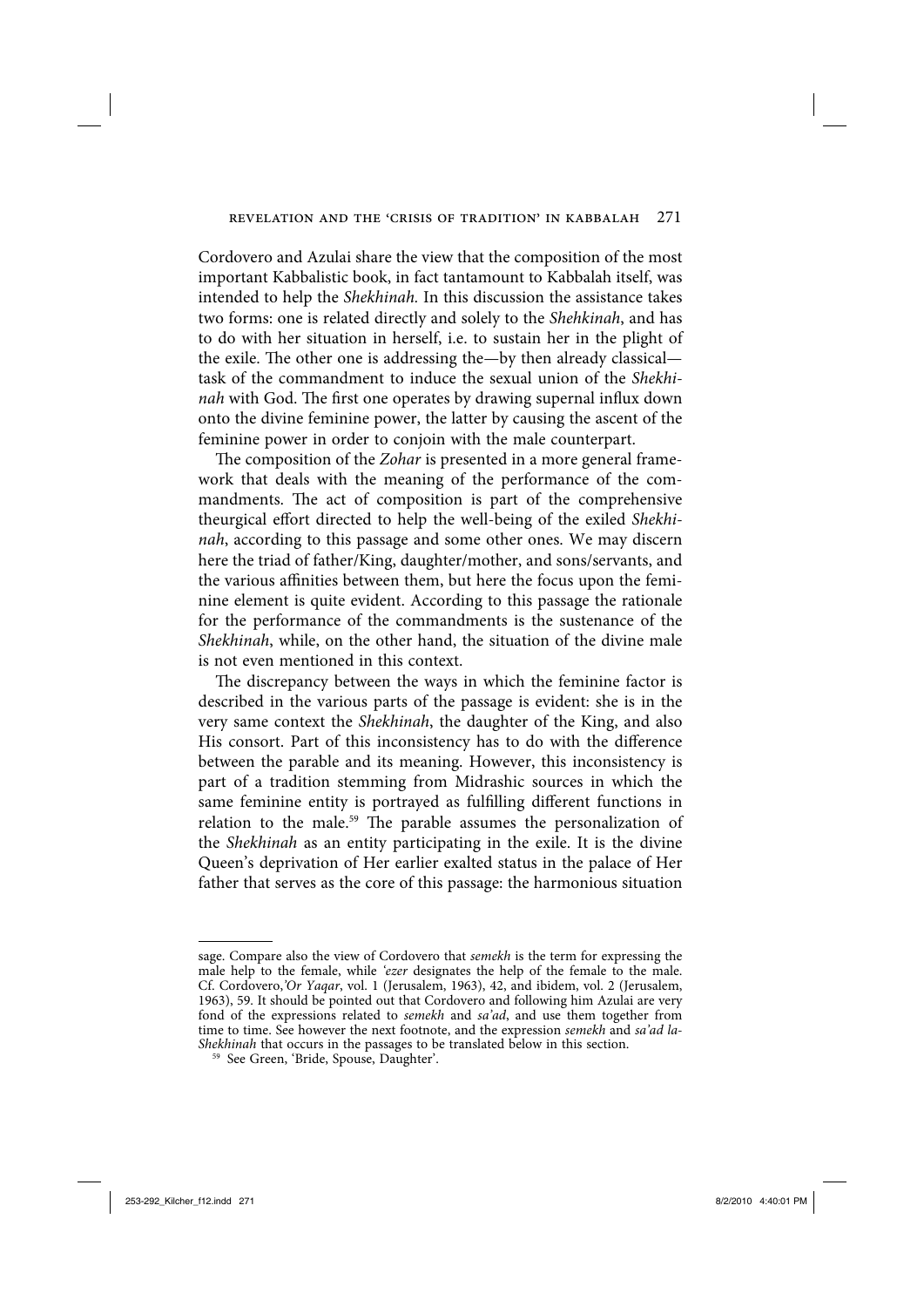Cordovero and Azulai share the view that the composition of the most important Kabbalistic book, in fact tantamount to Kabbalah itself, was intended to help the *Shekhinah*. In this discussion the assistance takes two forms: one is related directly and solely to the *Shehkinah*, and has to do with her situation in herself, i.e. to sustain her in the plight of the exile. The other one is addressing the—by then already classical—task of the commandment to induce the sexual union of the *Shekhinah* with God. The first one operates by drawing supernal influx down onto the divine feminine power, the latter by causing the ascent of the feminine power in order to conjoin with the male counterpart.

The composition of the *Zohar* is presented in a more general framework that deals with the meaning of the performance of the commandments. The act of composition is part of the comprehensive theurgical effort directed to help the well-being of the exiled *Shekhinah*, according to this passage and some other ones. We may discern here the triad of father/King, daughter/mother, and sons/servants, and the various affinities between them, but here the focus upon the feminine element is quite evident. According to this passage the rationale for the performance of the commandments is the sustenance of the *Shekhinah*, while, on the other hand, the situation of the divine male is not even mentioned in this context.

The discrepancy between the ways in which the feminine factor is described in the various parts of the passage is evident: she is in the very same context the *Shekhinah*, the daughter of the King, and also His consort. Part of this inconsistency has to do with the difference between the parable and its meaning. However, this inconsistency is part of a tradition stemming from Midrashic sources in which the same feminine entity is portrayed as fulfilling different functions in relation to the male.[59] The parable assumes the personalization of the *Shekhinah* as an entity participating in the exile. It is the divine Queen's deprivation of Her earlier exalted status in the palace of Her father that serves as the core of this passage: the harmonious situation

---

sage. Compare also the view of Cordovero that *semekh* is the term for expressing the male help to the female, while *'ezer* designates the help of the female to the male. Cf. Cordovero,*'Or Yaqar*, vol. 1 (Jerusalem, 1963), 42, and ibidem, vol. 2 (Jerusalem, 1963), 59. It should be pointed out that Cordovero and following him Azulai are very fond of the expressions related to *semekh* and *sa'ad*, and use them together from time to time. See however the next footnote, and the expression *semekh* and *sa'ad la-Shekhinah* that occurs in the passages to be translated below in this section.

[59] See Green, 'Bride, Spouse, Daughter'.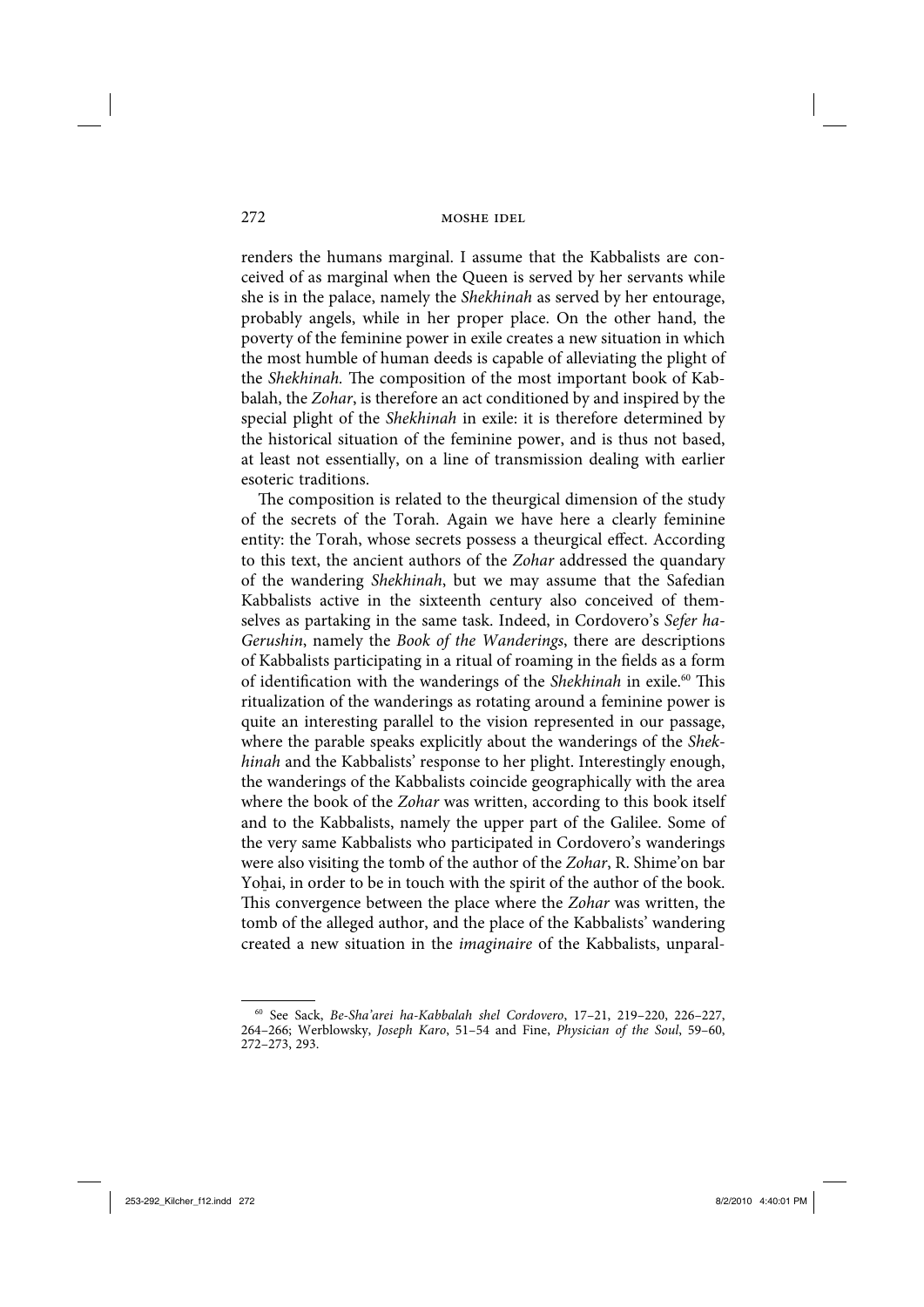renders the humans marginal. I assume that the Kabbalists are conceived of as marginal when the Queen is served by her servants while she is in the palace, namely the *Shekhinah* as served by her entourage, probably angels, while in her proper place. On the other hand, the poverty of the feminine power in exile creates a new situation in which the most humble of human deeds is capable of alleviating the plight of the *Shekhinah.* The composition of the most important book of Kabbalah, the *Zohar*, is therefore an act conditioned by and inspired by the special plight of the *Shekhinah* in exile: it is therefore determined by the historical situation of the feminine power, and is thus not based, at least not essentially, on a line of transmission dealing with earlier esoteric traditions.

The composition is related to the theurgical dimension of the study of the secrets of the Torah. Again we have here a clearly feminine entity: the Torah, whose secrets possess a theurgical effect. According to this text, the ancient authors of the *Zohar* addressed the quandary of the wandering *Shekhinah*, but we may assume that the Safedian Kabbalists active in the sixteenth century also conceived of themselves as partaking in the same task. Indeed, in Cordovero's *Sefer ha-Gerushin*, namely the *Book of the Wanderings*, there are descriptions of Kabbalists participating in a ritual of roaming in the fields as a form of identification with the wanderings of the *Shekhinah* in exile.[60] This ritualization of the wanderings as rotating around a feminine power is quite an interesting parallel to the vision represented in our passage, where the parable speaks explicitly about the wanderings of the *Shekhinah* and the Kabbalists' response to her plight. Interestingly enough, the wanderings of the Kabbalists coincide geographically with the area where the book of the *Zohar* was written, according to this book itself and to the Kabbalists, namely the upper part of the Galilee. Some of the very same Kabbalists who participated in Cordovero's wanderings were also visiting the tomb of the author of the *Zohar*, R. Shime'on bar Yoḥai, in order to be in touch with the spirit of the author of the book. This convergence between the place where the *Zohar* was written, the tomb of the alleged author, and the place of the Kabbalists' wandering created a new situation in the *imaginaire* of the Kabbalists, unparal-

[60] See Sack, *Be-Sha'arei ha-Kabbalah shel Cordovero*, 17–21, 219–220, 226–227, 264–266; Werblowsky, *Joseph Karo*, 51–54 and Fine, *Physician of the Soul*, 59–60, 272–273, 293.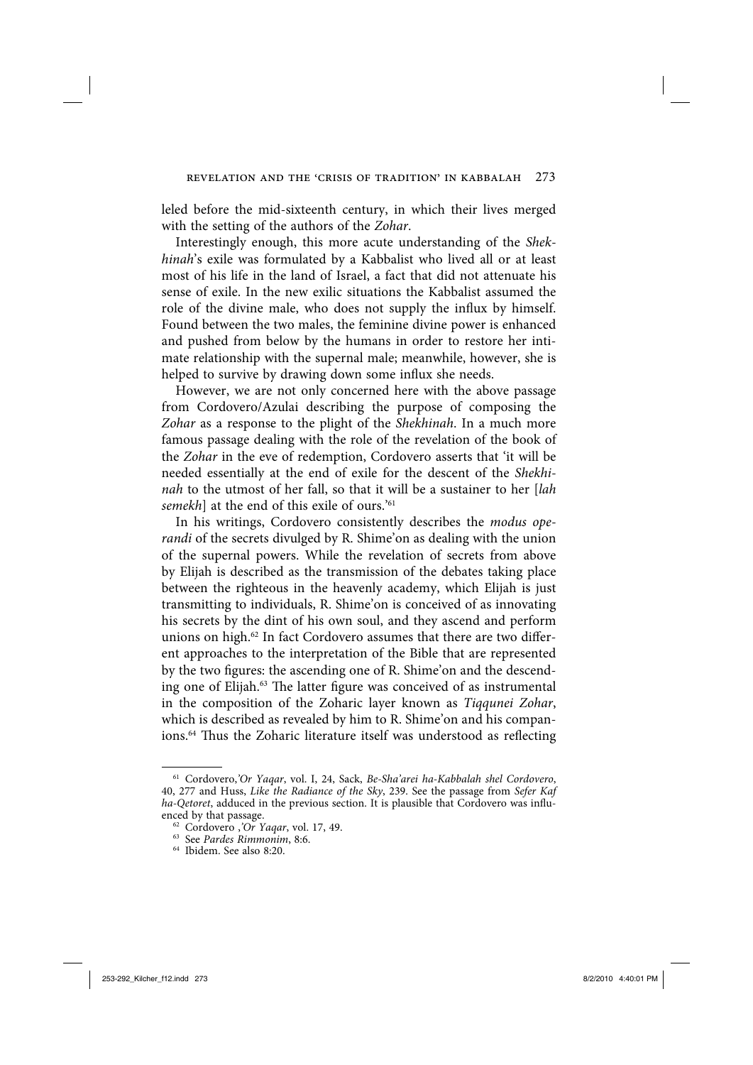leled before the mid-sixteenth century, in which their lives merged with the setting of the authors of the *Zohar*.

Interestingly enough, this more acute understanding of the *Shekhinah*'s exile was formulated by a Kabbalist who lived all or at least most of his life in the land of Israel, a fact that did not attenuate his sense of exile. In the new exilic situations the Kabbalist assumed the role of the divine male, who does not supply the influx by himself. Found between the two males, the feminine divine power is enhanced and pushed from below by the humans in order to restore her intimate relationship with the supernal male; meanwhile, however, she is helped to survive by drawing down some influx she needs.

However, we are not only concerned here with the above passage from Cordovero/Azulai describing the purpose of composing the *Zohar* as a response to the plight of the *Shekhinah*. In a much more famous passage dealing with the role of the revelation of the book of the *Zohar* in the eve of redemption, Cordovero asserts that 'it will be needed essentially at the end of exile for the descent of the *Shekhinah* to the utmost of her fall, so that it will be a sustainer to her [*lah semekh*] at the end of this exile of ours.'[61]

In his writings, Cordovero consistently describes the *modus operandi* of the secrets divulged by R. Shime'on as dealing with the union of the supernal powers. While the revelation of secrets from above by Elijah is described as the transmission of the debates taking place between the righteous in the heavenly academy, which Elijah is just transmitting to individuals, R. Shime'on is conceived of as innovating his secrets by the dint of his own soul, and they ascend and perform unions on high.[62] In fact Cordovero assumes that there are two different approaches to the interpretation of the Bible that are represented by the two figures: the ascending one of R. Shime'on and the descending one of Elijah.[63] The latter figure was conceived of as instrumental in the composition of the Zoharic layer known as *Tiqqunei Zohar*, which is described as revealed by him to R. Shime'on and his companions.[64] Thus the Zoharic literature itself was understood as reflecting

---

[61] Cordovero,*'Or Yaqar*, vol. I, 24, Sack, *Be-Sha'arei ha-Kabbalah shel Cordovero*, 40, 277 and Huss, *Like the Radiance of the Sky*, 239. See the passage from *Sefer Kaf ha-Qetoret*, adduced in the previous section. It is plausible that Cordovero was influenced by that passage.

[62] Cordovero ,*'Or Yaqar*, vol. 17, 49.

[63] See *Pardes Rimmonim*, 8:6.

[64] Ibidem. See also 8:20.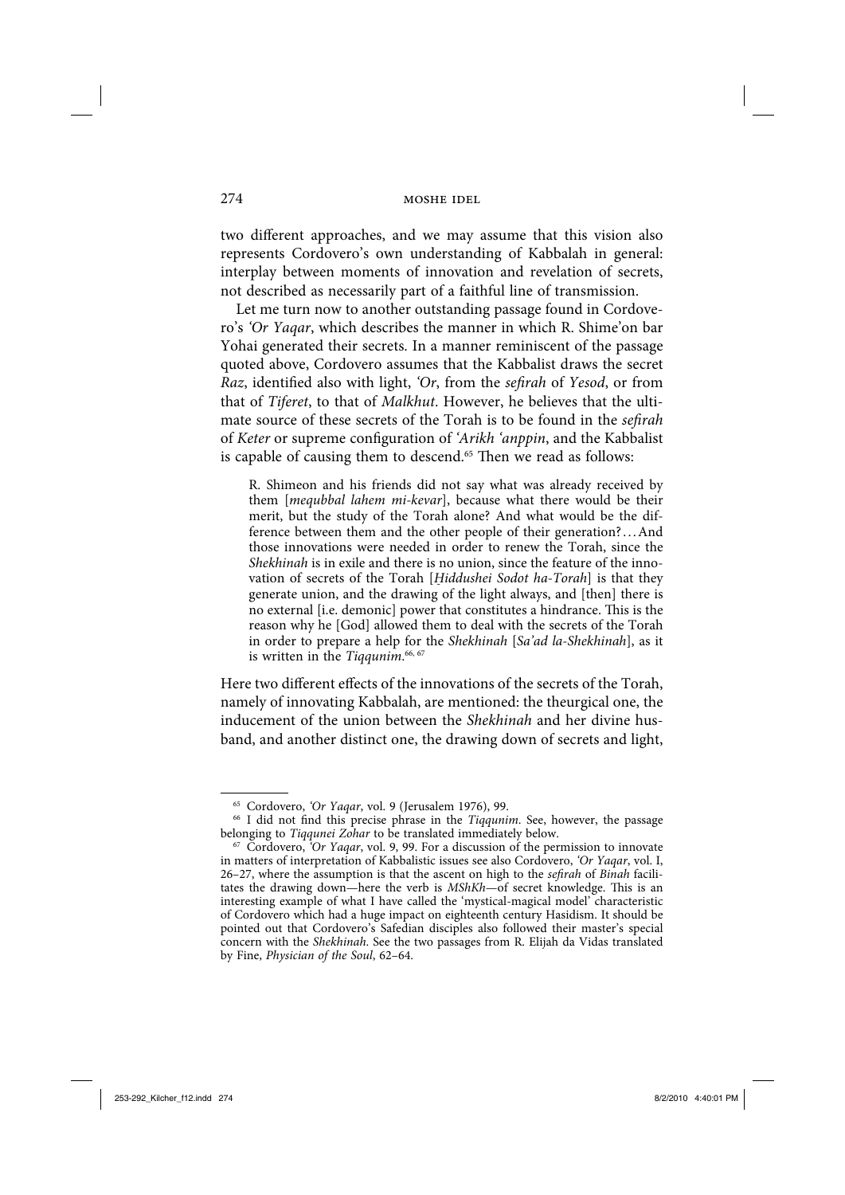two different approaches, and we may assume that this vision also represents Cordovero's own understanding of Kabbalah in general: interplay between moments of innovation and revelation of secrets, not described as necessarily part of a faithful line of transmission.

Let me turn now to another outstanding passage found in Cordovero's *'Or Yaqar*, which describes the manner in which R. Shime'on bar Yohai generated their secrets. In a manner reminiscent of the passage quoted above, Cordovero assumes that the Kabbalist draws the secret *Raz*, identified also with light, *'Or*, from the *sefirah* of *Yesod*, or from that of *Tiferet*, to that of *Malkhut*. However, he believes that the ultimate source of these secrets of the Torah is to be found in the *sefirah* of *Keter* or supreme configuration of *'Arikh 'anppin*, and the Kabbalist is capable of causing them to descend.[65] Then we read as follows:

> R. Shimeon and his friends did not say what was already received by them [*mequbbal lahem mi-kevar*], because what there would be their merit, but the study of the Torah alone? And what would be the difference between them and the other people of their generation? . . . And those innovations were needed in order to renew the Torah, since the *Shekhinah* is in exile and there is no union, since the feature of the innovation of secrets of the Torah [*Ḥiddushei Sodot ha-Torah*] is that they generate union, and the drawing of the light always, and [then] there is no external [i.e. demonic] power that constitutes a hindrance. This is the reason why he [God] allowed them to deal with the secrets of the Torah in order to prepare a help for the *Shekhinah* [*Sa'ad la-Shekhinah*], as it is written in the *Tiqqunim*.[66, 67]

Here two different effects of the innovations of the secrets of the Torah, namely of innovating Kabbalah, are mentioned: the theurgical one, the inducement of the union between the *Shekhinah* and her divine husband, and another distinct one, the drawing down of secrets and light,

---

[65] Cordovero, *'Or Yaqar*, vol. 9 (Jerusalem 1976), 99.

[66] I did not find this precise phrase in the *Tiqqunim*. See, however, the passage belonging to *Tiqqunei Zohar* to be translated immediately below.

[67] Cordovero, *'Or Yaqar*, vol. 9, 99. For a discussion of the permission to innovate in matters of interpretation of Kabbalistic issues see also Cordovero, *'Or Yaqar*, vol. I, 26–27, where the assumption is that the ascent on high to the *sefirah* of *Binah* facilitates the drawing down—here the verb is *MShKh*—of secret knowledge. This is an interesting example of what I have called the 'mystical-magical model' characteristic of Cordovero which had a huge impact on eighteenth century Hasidism. It should be pointed out that Cordovero's Safedian disciples also followed their master's special concern with the *Shekhinah*. See the two passages from R. Elijah da Vidas translated by Fine, *Physician of the Soul*, 62–64.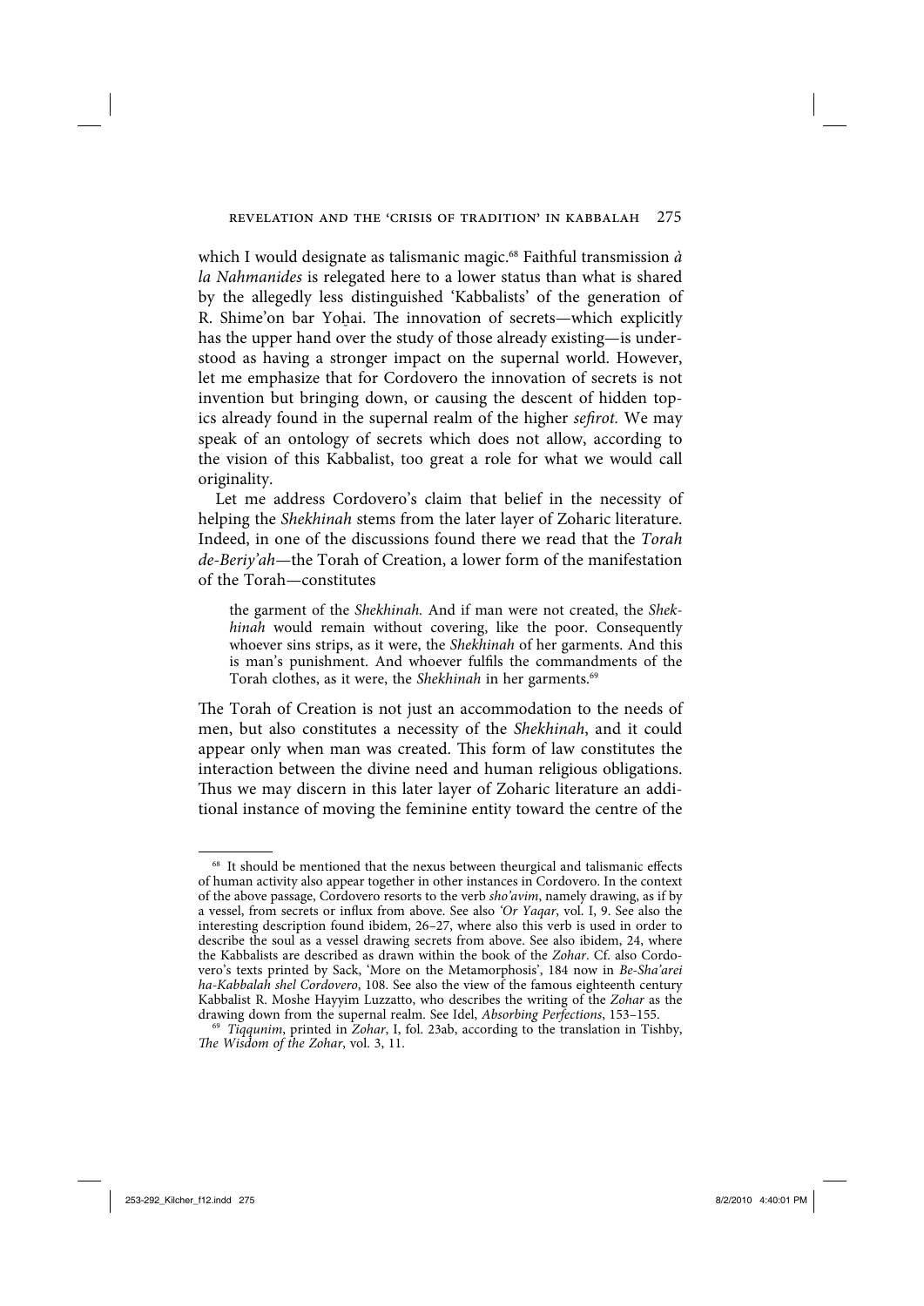which I would designate as talismanic magic.[68] Faithful transmission *à la Nahmanides* is relegated here to a lower status than what is shared by the allegedly less distinguished 'Kabbalists' of the generation of R. Shime'on bar Yoḥai. The innovation of secrets—which explicitly has the upper hand over the study of those already existing—is understood as having a stronger impact on the supernal world. However, let me emphasize that for Cordovero the innovation of secrets is not invention but bringing down, or causing the descent of hidden topics already found in the supernal realm of the higher *sefirot.* We may speak of an ontology of secrets which does not allow, according to the vision of this Kabbalist, too great a role for what we would call originality.

Let me address Cordovero's claim that belief in the necessity of helping the *Shekhinah* stems from the later layer of Zoharic literature. Indeed, in one of the discussions found there we read that the *Torah de-Beriy'ah*—the Torah of Creation, a lower form of the manifestation of the Torah—constitutes

> the garment of the *Shekhinah.* And if man were not created, the *Shekhinah* would remain without covering, like the poor. Consequently whoever sins strips, as it were, the *Shekhinah* of her garments. And this is man's punishment. And whoever fulfils the commandments of the Torah clothes, as it were, the *Shekhinah* in her garments.[69]

The Torah of Creation is not just an accommodation to the needs of men, but also constitutes a necessity of the *Shekhinah*, and it could appear only when man was created. This form of law constitutes the interaction between the divine need and human religious obligations. Thus we may discern in this later layer of Zoharic literature an additional instance of moving the feminine entity toward the centre of the

---

[68] It should be mentioned that the nexus between theurgical and talismanic effects of human activity also appear together in other instances in Cordovero. In the context of the above passage, Cordovero resorts to the verb *sho'avim*, namely drawing, as if by a vessel, from secrets or influx from above. See also *'Or Yaqar*, vol. I, 9. See also the interesting description found ibidem, 26–27, where also this verb is used in order to describe the soul as a vessel drawing secrets from above. See also ibidem, 24, where the Kabbalists are described as drawn within the book of the *Zohar*. Cf. also Cordovero's texts printed by Sack, 'More on the Metamorphosis', 184 now in *Be-Sha'arei ha-Kabbalah shel Cordovero*, 108. See also the view of the famous eighteenth century Kabbalist R. Moshe Hayyim Luzzatto, who describes the writing of the *Zohar* as the drawing down from the supernal realm. See Idel, *Absorbing Perfections*, 153–155.

[69] *Tiqqunim*, printed in *Zohar*, I, fol. 23ab, according to the translation in Tishby, *The Wisdom of the Zohar*, vol. 3, 11.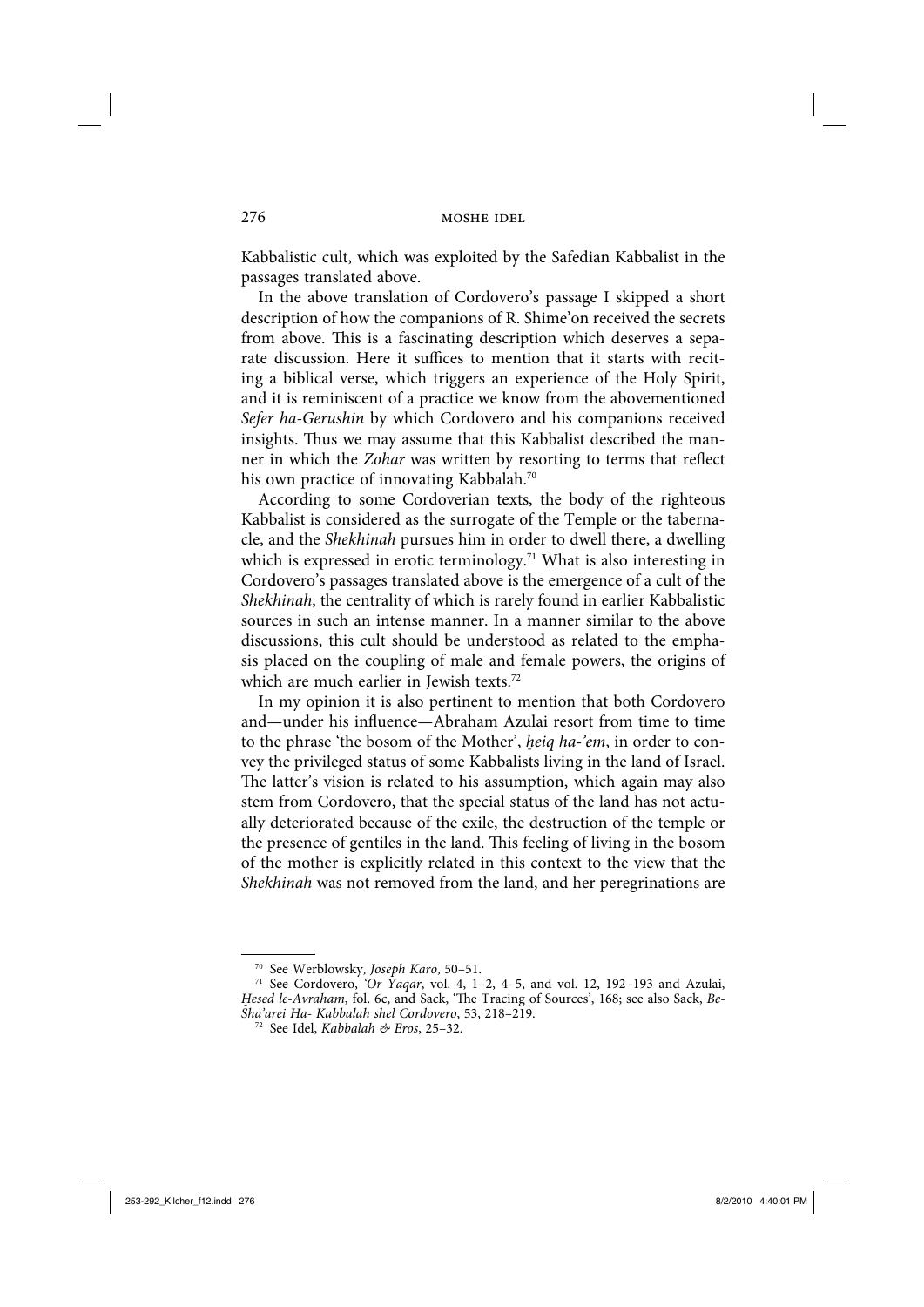Kabbalistic cult, which was exploited by the Safedian Kabbalist in the passages translated above.

In the above translation of Cordovero's passage I skipped a short description of how the companions of R. Shime'on received the secrets from above. This is a fascinating description which deserves a separate discussion. Here it suffices to mention that it starts with reciting a biblical verse, which triggers an experience of the Holy Spirit, and it is reminiscent of a practice we know from the abovementioned *Sefer ha-Gerushin* by which Cordovero and his companions received insights. Thus we may assume that this Kabbalist described the manner in which the *Zohar* was written by resorting to terms that reflect his own practice of innovating Kabbalah.[70]

According to some Cordoverian texts, the body of the righteous Kabbalist is considered as the surrogate of the Temple or the tabernacle, and the *Shekhinah* pursues him in order to dwell there, a dwelling which is expressed in erotic terminology.[71] What is also interesting in Cordovero's passages translated above is the emergence of a cult of the *Shekhinah*, the centrality of which is rarely found in earlier Kabbalistic sources in such an intense manner. In a manner similar to the above discussions, this cult should be understood as related to the emphasis placed on the coupling of male and female powers, the origins of which are much earlier in Jewish texts.[72]

In my opinion it is also pertinent to mention that both Cordovero and—under his influence—Abraham Azulai resort from time to time to the phrase 'the bosom of the Mother', *ḥeiq ha-'em*, in order to convey the privileged status of some Kabbalists living in the land of Israel. The latter's vision is related to his assumption, which again may also stem from Cordovero, that the special status of the land has not actually deteriorated because of the exile, the destruction of the temple or the presence of gentiles in the land. This feeling of living in the bosom of the mother is explicitly related in this context to the view that the *Shekhinah* was not removed from the land, and her peregrinations are

---

[70] See Werblowsky, *Joseph Karo*, 50–51.

[71] See Cordovero, *'Or Yaqar*, vol. 4, 1–2, 4–5, and vol. 12, 192–193 and Azulai, *Ḥesed le-Avraham*, fol. 6c, and Sack, 'The Tracing of Sources', 168; see also Sack, *Be-Sha'arei Ha- Kabbalah shel Cordovero*, 53, 218–219.

[72] See Idel, *Kabbalah & Eros*, 25–32.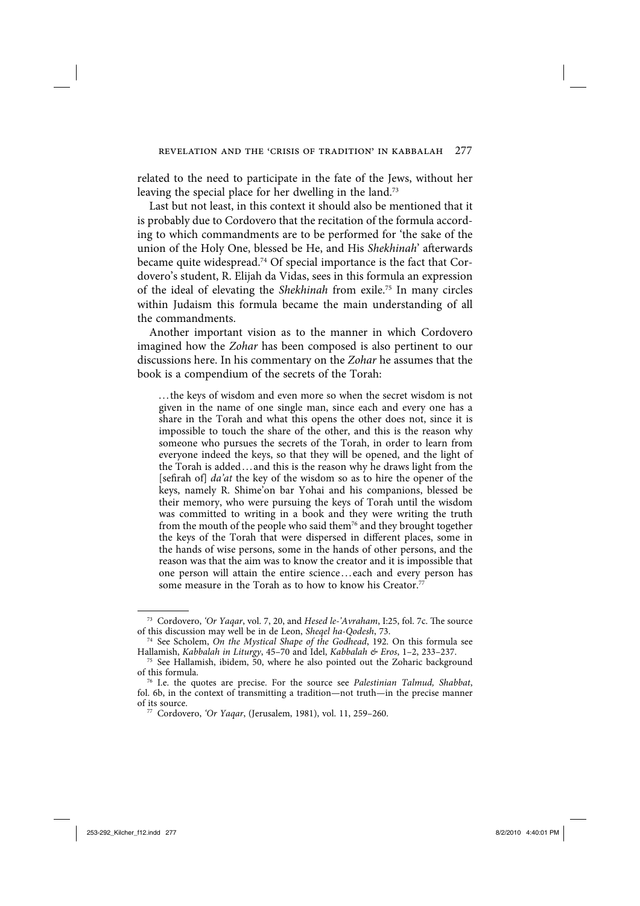related to the need to participate in the fate of the Jews, without her leaving the special place for her dwelling in the land.[73]

Last but not least, in this context it should also be mentioned that it is probably due to Cordovero that the recitation of the formula according to which commandments are to be performed for 'the sake of the union of the Holy One, blessed be He, and His *Shekhinah*' afterwards became quite widespread.[74] Of special importance is the fact that Cordovero's student, R. Elijah da Vidas, sees in this formula an expression of the ideal of elevating the *Shekhinah* from exile.[75] In many circles within Judaism this formula became the main understanding of all the commandments.

Another important vision as to the manner in which Cordovero imagined how the *Zohar* has been composed is also pertinent to our discussions here. In his commentary on the *Zohar* he assumes that the book is a compendium of the secrets of the Torah:

> ...the keys of wisdom and even more so when the secret wisdom is not given in the name of one single man, since each and every one has a share in the Torah and what this opens the other does not, since it is impossible to touch the share of the other, and this is the reason why someone who pursues the secrets of the Torah, in order to learn from everyone indeed the keys, so that they will be opened, and the light of the Torah is added...and this is the reason why he draws light from the [sefirah of] *da'at* the key of the wisdom so as to hire the opener of the keys, namely R. Shime'on bar Yohai and his companions, blessed be their memory, who were pursuing the keys of Torah until the wisdom was committed to writing in a book and they were writing the truth from the mouth of the people who said them[76] and they brought together the keys of the Torah that were dispersed in different places, some in the hands of wise persons, some in the hands of other persons, and the reason was that the aim was to know the creator and it is impossible that one person will attain the entire science...each and every person has some measure in the Torah as to how to know his Creator.[77]

---

[73] Cordovero, *'Or Yaqar*, vol. 7, 20, and *Hesed le-'Avraham*, I:25, fol. 7c. The source of this discussion may well be in de Leon, *Sheqel ha-Qodesh*, 73.

[74] See Scholem, *On the Mystical Shape of the Godhead*, 192. On this formula see Hallamish, *Kabbalah in Liturgy*, 45–70 and Idel, *Kabbalah & Eros*, 1–2, 233–237.

[75] See Hallamish, ibidem, 50, where he also pointed out the Zoharic background of this formula.

[76] I.e. the quotes are precise. For the source see *Palestinian Talmud, Shabbat*, fol. 6b, in the context of transmitting a tradition—not truth—in the precise manner of its source.

[77] Cordovero, *'Or Yaqar*, (Jerusalem, 1981), vol. 11, 259–260.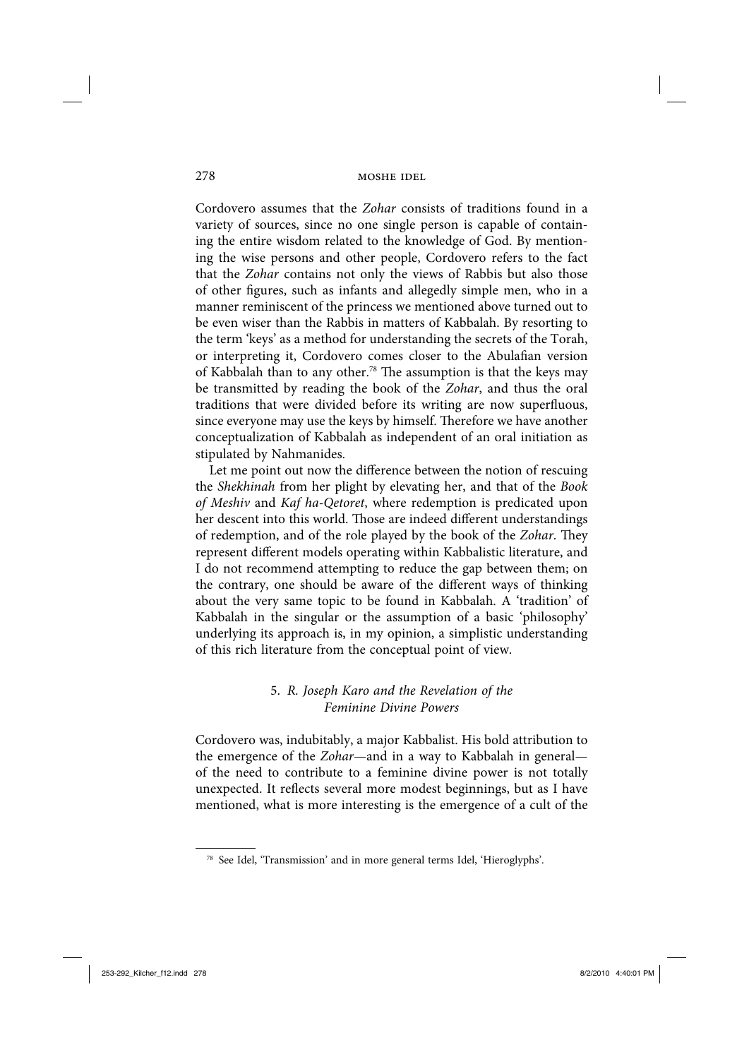Cordovero assumes that the *Zohar* consists of traditions found in a variety of sources, since no one single person is capable of containing the entire wisdom related to the knowledge of God. By mentioning the wise persons and other people, Cordovero refers to the fact that the *Zohar* contains not only the views of Rabbis but also those of other figures, such as infants and allegedly simple men, who in a manner reminiscent of the princess we mentioned above turned out to be even wiser than the Rabbis in matters of Kabbalah. By resorting to the term 'keys' as a method for understanding the secrets of the Torah, or interpreting it, Cordovero comes closer to the Abulafian version of Kabbalah than to any other.[78] The assumption is that the keys may be transmitted by reading the book of the *Zohar*, and thus the oral traditions that were divided before its writing are now superfluous, since everyone may use the keys by himself. Therefore we have another conceptualization of Kabbalah as independent of an oral initiation as stipulated by Nahmanides.

Let me point out now the difference between the notion of rescuing the *Shekhinah* from her plight by elevating her, and that of the *Book of Meshiv* and *Kaf ha-Qetoret*, where redemption is predicated upon her descent into this world. Those are indeed different understandings of redemption, and of the role played by the book of the *Zohar*. They represent different models operating within Kabbalistic literature, and I do not recommend attempting to reduce the gap between them; on the contrary, one should be aware of the different ways of thinking about the very same topic to be found in Kabbalah. A 'tradition' of Kabbalah in the singular or the assumption of a basic 'philosophy' underlying its approach is, in my opinion, a simplistic understanding of this rich literature from the conceptual point of view.

## 5. *R. Joseph Karo and the Revelation of the Feminine Divine Powers*

Cordovero was, indubitably, a major Kabbalist. His bold attribution to the emergence of the *Zohar*—and in a way to Kabbalah in general—of the need to contribute to a feminine divine power is not totally unexpected. It reflects several more modest beginnings, but as I have mentioned, what is more interesting is the emergence of a cult of the

[78] See Idel, 'Transmission' and in more general terms Idel, 'Hieroglyphs'.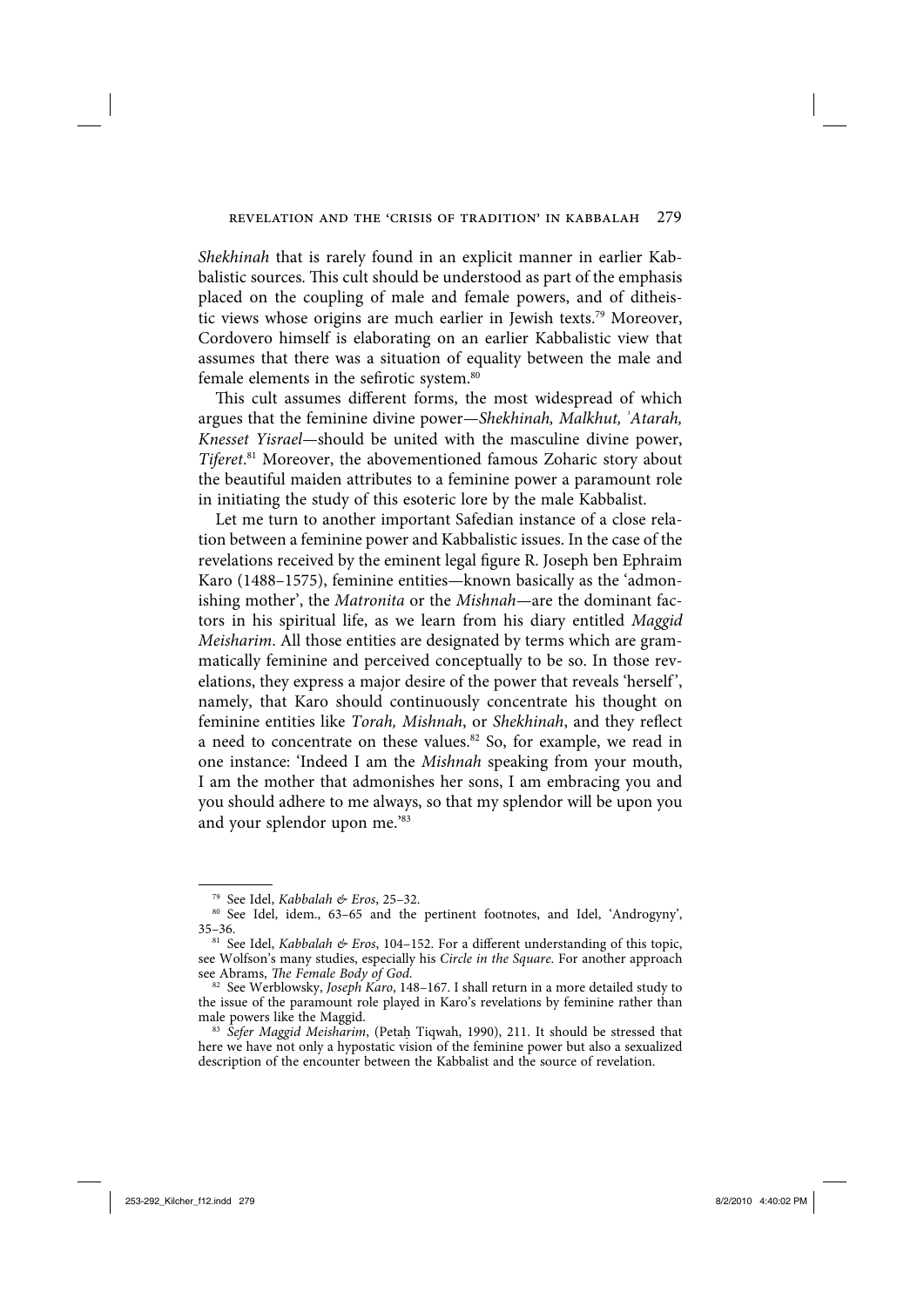*Shekhinah* that is rarely found in an explicit manner in earlier Kabbalistic sources. This cult should be understood as part of the emphasis placed on the coupling of male and female powers, and of ditheistic views whose origins are much earlier in Jewish texts.[79] Moreover, Cordovero himself is elaborating on an earlier Kabbalistic view that assumes that there was a situation of equality between the male and female elements in the sefirotic system.[80]

This cult assumes different forms, the most widespread of which argues that the feminine divine power—*Shekhinah, Malkhut, ʾAtarah, Knesset Yisrael*—should be united with the masculine divine power, *Tiferet*.[81] Moreover, the abovementioned famous Zoharic story about the beautiful maiden attributes to a feminine power a paramount role in initiating the study of this esoteric lore by the male Kabbalist.

Let me turn to another important Safedian instance of a close relation between a feminine power and Kabbalistic issues. In the case of the revelations received by the eminent legal figure R. Joseph ben Ephraim Karo (1488–1575), feminine entities—known basically as the 'admonishing mother', the *Matronita* or the *Mishnah*—are the dominant factors in his spiritual life, as we learn from his diary entitled *Maggid Meisharim*. All those entities are designated by terms which are grammatically feminine and perceived conceptually to be so. In those revelations, they express a major desire of the power that reveals 'herself', namely, that Karo should continuously concentrate his thought on feminine entities like *Torah, Mishnah*, or *Shekhinah*, and they reflect a need to concentrate on these values.[82] So, for example, we read in one instance: 'Indeed I am the *Mishnah* speaking from your mouth, I am the mother that admonishes her sons, I am embracing you and you should adhere to me always, so that my splendor will be upon you and your splendor upon me.'[83]

---

[79] See Idel, *Kabbalah & Eros*, 25–32.

[80] See Idel, idem., 63–65 and the pertinent footnotes, and Idel, 'Androgyny', 35–36.

[81] See Idel, *Kabbalah & Eros*, 104–152. For a different understanding of this topic, see Wolfson's many studies, especially his *Circle in the Square*. For another approach see Abrams, *The Female Body of God*.

[82] See Werblowsky, *Joseph Karo*, 148–167. I shall return in a more detailed study to the issue of the paramount role played in Karo's revelations by feminine rather than male powers like the Maggid.

[83] *Sefer Maggid Meisharim*, (Petaḥ Tiqwah, 1990), 211. It should be stressed that here we have not only a hypostatic vision of the feminine power but also a sexualized description of the encounter between the Kabbalist and the source of revelation.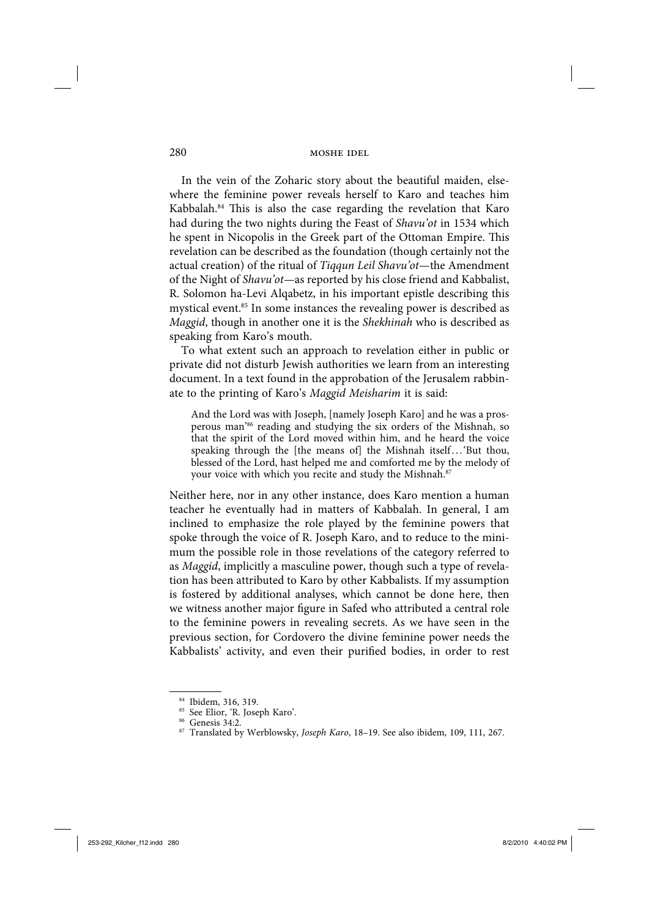In the vein of the Zoharic story about the beautiful maiden, elsewhere the feminine power reveals herself to Karo and teaches him Kabbalah.[84] This is also the case regarding the revelation that Karo had during the two nights during the Feast of *Shavu'ot* in 1534 which he spent in Nicopolis in the Greek part of the Ottoman Empire. This revelation can be described as the foundation (though certainly not the actual creation) of the ritual of *Tiqqun Leil Shavu'ot*—the Amendment of the Night of *Shavu'ot*—as reported by his close friend and Kabbalist, R. Solomon ha-Levi Alqabetz, in his important epistle describing this mystical event.[85] In some instances the revealing power is described as *Maggid*, though in another one it is the *Shekhinah* who is described as speaking from Karo's mouth.

To what extent such an approach to revelation either in public or private did not disturb Jewish authorities we learn from an interesting document. In a text found in the approbation of the Jerusalem rabbinate to the printing of Karo's *Maggid Meisharim* it is said:

> And the Lord was with Joseph, [namely Joseph Karo] and he was a prosperous man'[86] reading and studying the six orders of the Mishnah, so that the spirit of the Lord moved within him, and he heard the voice speaking through the [the means of] the Mishnah itself…'But thou, blessed of the Lord, hast helped me and comforted me by the melody of your voice with which you recite and study the Mishnah.[87]

Neither here, nor in any other instance, does Karo mention a human teacher he eventually had in matters of Kabbalah. In general, I am inclined to emphasize the role played by the feminine powers that spoke through the voice of R. Joseph Karo, and to reduce to the minimum the possible role in those revelations of the category referred to as *Maggid*, implicitly a masculine power, though such a type of revelation has been attributed to Karo by other Kabbalists. If my assumption is fostered by additional analyses, which cannot be done here, then we witness another major figure in Safed who attributed a central role to the feminine powers in revealing secrets. As we have seen in the previous section, for Cordovero the divine feminine power needs the Kabbalists' activity, and even their purified bodies, in order to rest

---

[84] Ibidem, 316, 319.

[85] See Elior, 'R. Joseph Karo'.

[86] Genesis 34:2.

[87] Translated by Werblowsky, *Joseph Karo*, 18–19. See also ibidem, 109, 111, 267.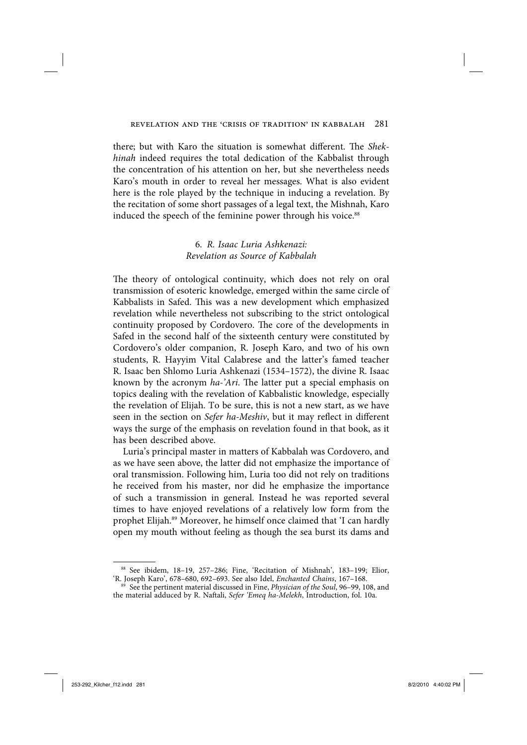there; but with Karo the situation is somewhat different. The *Shekhinah* indeed requires the total dedication of the Kabbalist through the concentration of his attention on her, but she nevertheless needs Karo's mouth in order to reveal her messages. What is also evident here is the role played by the technique in inducing a revelation. By the recitation of some short passages of a legal text, the Mishnah, Karo induced the speech of the feminine power through his voice.[88]

### 6. *R. Isaac Luria Ashkenazi: Revelation as Source of Kabbalah*

The theory of ontological continuity, which does not rely on oral transmission of esoteric knowledge, emerged within the same circle of Kabbalists in Safed. This was a new development which emphasized revelation while nevertheless not subscribing to the strict ontological continuity proposed by Cordovero. The core of the developments in Safed in the second half of the sixteenth century were constituted by Cordovero's older companion, R. Joseph Karo, and two of his own students, R. Hayyim Vital Calabrese and the latter's famed teacher R. Isaac ben Shlomo Luria Ashkenazi (1534–1572), the divine R. Isaac known by the acronym *ha-'Ari*. The latter put a special emphasis on topics dealing with the revelation of Kabbalistic knowledge, especially the revelation of Elijah. To be sure, this is not a new start, as we have seen in the section on *Sefer ha-Meshiv*, but it may reflect in different ways the surge of the emphasis on revelation found in that book, as it has been described above.

Luria's principal master in matters of Kabbalah was Cordovero, and as we have seen above, the latter did not emphasize the importance of oral transmission. Following him, Luria too did not rely on traditions he received from his master, nor did he emphasize the importance of such a transmission in general. Instead he was reported several times to have enjoyed revelations of a relatively low form from the prophet Elijah.[89] Moreover, he himself once claimed that 'I can hardly open my mouth without feeling as though the sea burst its dams and

---

[88] See ibidem, 18–19, 257–286; Fine, 'Recitation of Mishnah', 183–199; Elior, 'R. Joseph Karo', 678–680, 692–693. See also Idel, *Enchanted Chains*, 167–168.

[89] See the pertinent material discussed in Fine, *Physician of the Soul*, 96–99, 108, and the material adduced by R. Naftali, *Sefer 'Emeq ha-Melekh*, Introduction, fol. 10a.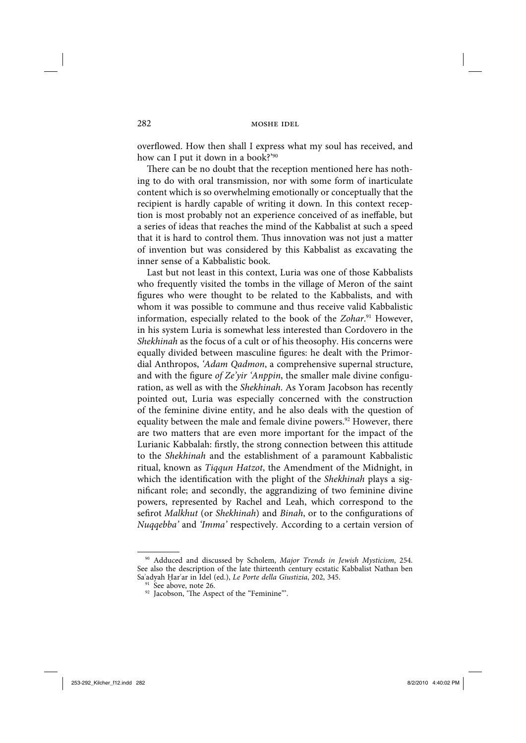overflowed. How then shall I express what my soul has received, and how can I put it down in a book?'[90]

There can be no doubt that the reception mentioned here has nothing to do with oral transmission, nor with some form of inarticulate content which is so overwhelming emotionally or conceptually that the recipient is hardly capable of writing it down. In this context reception is most probably not an experience conceived of as ineffable, but a series of ideas that reaches the mind of the Kabbalist at such a speed that it is hard to control them. Thus innovation was not just a matter of invention but was considered by this Kabbalist as excavating the inner sense of a Kabbalistic book.

Last but not least in this context, Luria was one of those Kabbalists who frequently visited the tombs in the village of Meron of the saint figures who were thought to be related to the Kabbalists, and with whom it was possible to commune and thus receive valid Kabbalistic information, especially related to the book of the *Zohar*.[91] However, in his system Luria is somewhat less interested than Cordovero in the *Shekhinah* as the focus of a cult or of his theosophy. His concerns were equally divided between masculine figures: he dealt with the Primordial Anthropos, *'Adam Qadmon*, a comprehensive supernal structure, and with the figure *of Ze'yir 'Anppin*, the smaller male divine configuration, as well as with the *Shekhinah*. As Yoram Jacobson has recently pointed out, Luria was especially concerned with the construction of the feminine divine entity, and he also deals with the question of equality between the male and female divine powers.[92] However, there are two matters that are even more important for the impact of the Lurianic Kabbalah: firstly, the strong connection between this attitude to the *Shekhinah* and the establishment of a paramount Kabbalistic ritual, known as *Tiqqun Hatzot*, the Amendment of the Midnight, in which the identification with the plight of the *Shekhinah* plays a significant role; and secondly, the aggrandizing of two feminine divine powers, represented by Rachel and Leah, which correspond to the sefirot *Malkhut* (or *Shekhinah*) and *Binah*, or to the configurations of *Nuqqebba'* and *'Imma'* respectively. According to a certain version of

---

[90] Adduced and discussed by Scholem, *Major Trends in Jewish Mysticism*, 254. See also the description of the late thirteenth century ecstatic Kabbalist Nathan ben Sa'adyah Ḥar'ar in Idel (ed.), *Le Porte della Giustizia*, 202, 345.

[91] See above, note 26.

[92] Jacobson, 'The Aspect of the "Feminine"'.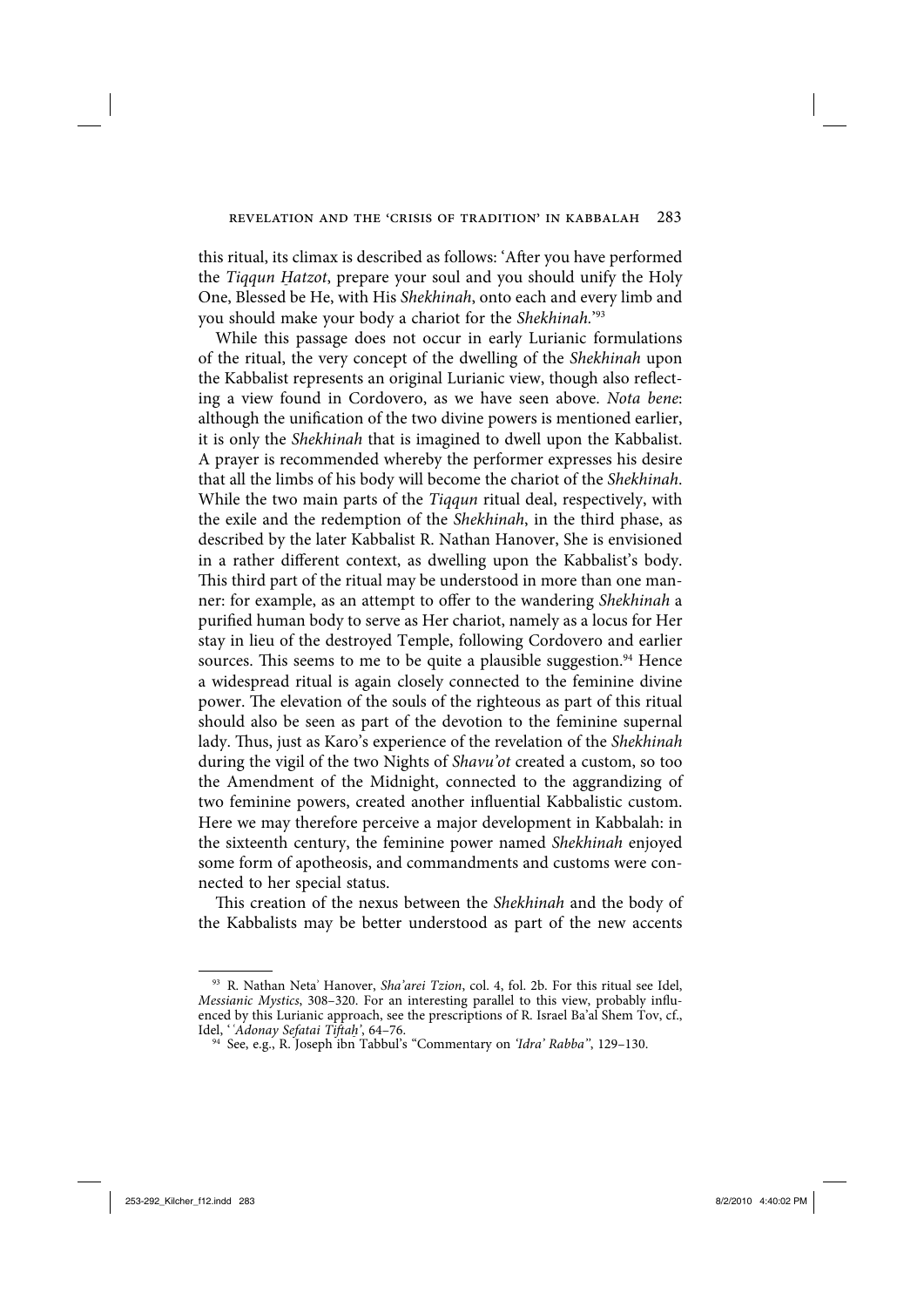this ritual, its climax is described as follows: 'After you have performed the *Tiqqun Ḥatzot*, prepare your soul and you should unify the Holy One, Blessed be He, with His *Shekhinah*, onto each and every limb and you should make your body a chariot for the *Shekhinah*.'[93]

While this passage does not occur in early Lurianic formulations of the ritual, the very concept of the dwelling of the *Shekhinah* upon the Kabbalist represents an original Lurianic view, though also reflecting a view found in Cordovero, as we have seen above. *Nota bene*: although the unification of the two divine powers is mentioned earlier, it is only the *Shekhinah* that is imagined to dwell upon the Kabbalist. A prayer is recommended whereby the performer expresses his desire that all the limbs of his body will become the chariot of the *Shekhinah*. While the two main parts of the *Tiqqun* ritual deal, respectively, with the exile and the redemption of the *Shekhinah*, in the third phase, as described by the later Kabbalist R. Nathan Hanover, She is envisioned in a rather different context, as dwelling upon the Kabbalist's body. This third part of the ritual may be understood in more than one manner: for example, as an attempt to offer to the wandering *Shekhinah* a purified human body to serve as Her chariot, namely as a locus for Her stay in lieu of the destroyed Temple, following Cordovero and earlier sources. This seems to me to be quite a plausible suggestion.[94] Hence a widespread ritual is again closely connected to the feminine divine power. The elevation of the souls of the righteous as part of this ritual should also be seen as part of the devotion to the feminine supernal lady. Thus, just as Karo's experience of the revelation of the *Shekhinah* during the vigil of the two Nights of *Shavu'ot* created a custom, so too the Amendment of the Midnight, connected to the aggrandizing of two feminine powers, created another influential Kabbalistic custom. Here we may therefore perceive a major development in Kabbalah: in the sixteenth century, the feminine power named *Shekhinah* enjoyed some form of apotheosis, and commandments and customs were connected to her special status.

This creation of the nexus between the *Shekhinah* and the body of the Kabbalists may be better understood as part of the new accents

---

[93] R. Nathan Neta' Hanover, *Sha'arei Tzion*, col. 4, fol. 2b. For this ritual see Idel, *Messianic Mystics*, 308–320. For an interesting parallel to this view, probably influenced by this Lurianic approach, see the prescriptions of R. Israel Ba'al Shem Tov, cf., Idel, '*'Adonay Sefatai Tiftah*', 64–76.

[94] See, e.g., R. Joseph ibn Tabbul's "Commentary on *'Idra' Rabba*", 129–130.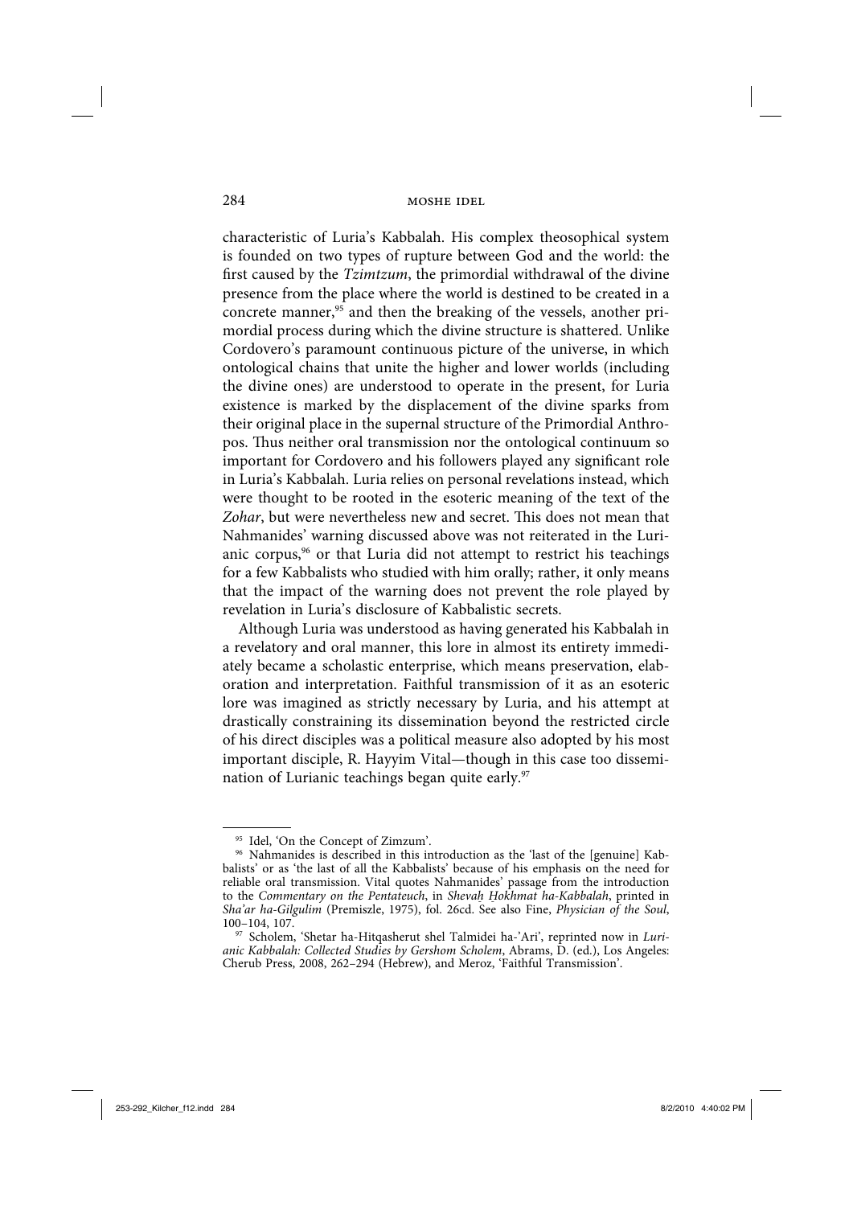characteristic of Luria's Kabbalah. His complex theosophical system is founded on two types of rupture between God and the world: the first caused by the *Tzimtzum*, the primordial withdrawal of the divine presence from the place where the world is destined to be created in a concrete manner,[95] and then the breaking of the vessels, another primordial process during which the divine structure is shattered. Unlike Cordovero's paramount continuous picture of the universe, in which ontological chains that unite the higher and lower worlds (including the divine ones) are understood to operate in the present, for Luria existence is marked by the displacement of the divine sparks from their original place in the supernal structure of the Primordial Anthropos. Thus neither oral transmission nor the ontological continuum so important for Cordovero and his followers played any significant role in Luria's Kabbalah. Luria relies on personal revelations instead, which were thought to be rooted in the esoteric meaning of the text of the *Zohar*, but were nevertheless new and secret. This does not mean that Nahmanides' warning discussed above was not reiterated in the Lurianic corpus,[96] or that Luria did not attempt to restrict his teachings for a few Kabbalists who studied with him orally; rather, it only means that the impact of the warning does not prevent the role played by revelation in Luria's disclosure of Kabbalistic secrets.

Although Luria was understood as having generated his Kabbalah in a revelatory and oral manner, this lore in almost its entirety immediately became a scholastic enterprise, which means preservation, elaboration and interpretation. Faithful transmission of it as an esoteric lore was imagined as strictly necessary by Luria, and his attempt at drastically constraining its dissemination beyond the restricted circle of his direct disciples was a political measure also adopted by his most important disciple, R. Hayyim Vital—though in this case too dissemination of Lurianic teachings began quite early.[97]

---

[95] Idel, 'On the Concept of Zimzum'.

[96] Nahmanides is described in this introduction as the 'last of the [genuine] Kabbalists' or as 'the last of all the Kabbalists' because of his emphasis on the need for reliable oral transmission. Vital quotes Nahmanides' passage from the introduction to the *Commentary on the Pentateuch*, in *Shevaḥ Ḥokhmat ha-Kabbalah*, printed in *Sha'ar ha-Gilgulim* (Premiszle, 1975), fol. 26cd. See also Fine, *Physician of the Soul*, 100–104, 107.

[97] Scholem, 'Shetar ha-Hitqasherut shel Talmidei ha-'Ari', reprinted now in *Lurianic Kabbalah: Collected Studies by Gershom Scholem*, Abrams, D. (ed.), Los Angeles: Cherub Press, 2008, 262–294 (Hebrew), and Meroz, 'Faithful Transmission'.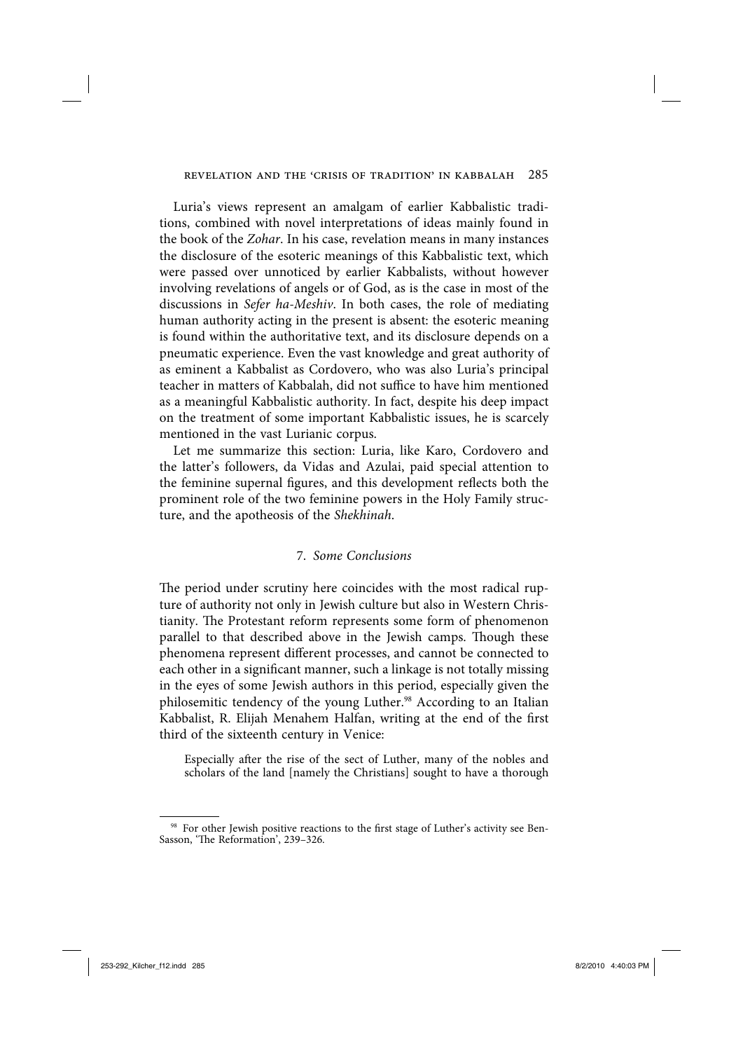Luria's views represent an amalgam of earlier Kabbalistic traditions, combined with novel interpretations of ideas mainly found in the book of the *Zohar*. In his case, revelation means in many instances the disclosure of the esoteric meanings of this Kabbalistic text, which were passed over unnoticed by earlier Kabbalists, without however involving revelations of angels or of God, as is the case in most of the discussions in *Sefer ha-Meshiv*. In both cases, the role of mediating human authority acting in the present is absent: the esoteric meaning is found within the authoritative text, and its disclosure depends on a pneumatic experience. Even the vast knowledge and great authority of as eminent a Kabbalist as Cordovero, who was also Luria's principal teacher in matters of Kabbalah, did not suffice to have him mentioned as a meaningful Kabbalistic authority. In fact, despite his deep impact on the treatment of some important Kabbalistic issues, he is scarcely mentioned in the vast Lurianic corpus.

Let me summarize this section: Luria, like Karo, Cordovero and the latter's followers, da Vidas and Azulai, paid special attention to the feminine supernal figures, and this development reflects both the prominent role of the two feminine powers in the Holy Family structure, and the apotheosis of the *Shekhinah*.

### 7. *Some Conclusions*

The period under scrutiny here coincides with the most radical rupture of authority not only in Jewish culture but also in Western Christianity. The Protestant reform represents some form of phenomenon parallel to that described above in the Jewish camps. Though these phenomena represent different processes, and cannot be connected to each other in a significant manner, such a linkage is not totally missing in the eyes of some Jewish authors in this period, especially given the philosemitic tendency of the young Luther.[98] According to an Italian Kabbalist, R. Elijah Menahem Halfan, writing at the end of the first third of the sixteenth century in Venice:

> Especially after the rise of the sect of Luther, many of the nobles and scholars of the land [namely the Christians] sought to have a thorough

[98] For other Jewish positive reactions to the first stage of Luther's activity see Ben-Sasson, 'The Reformation', 239–326.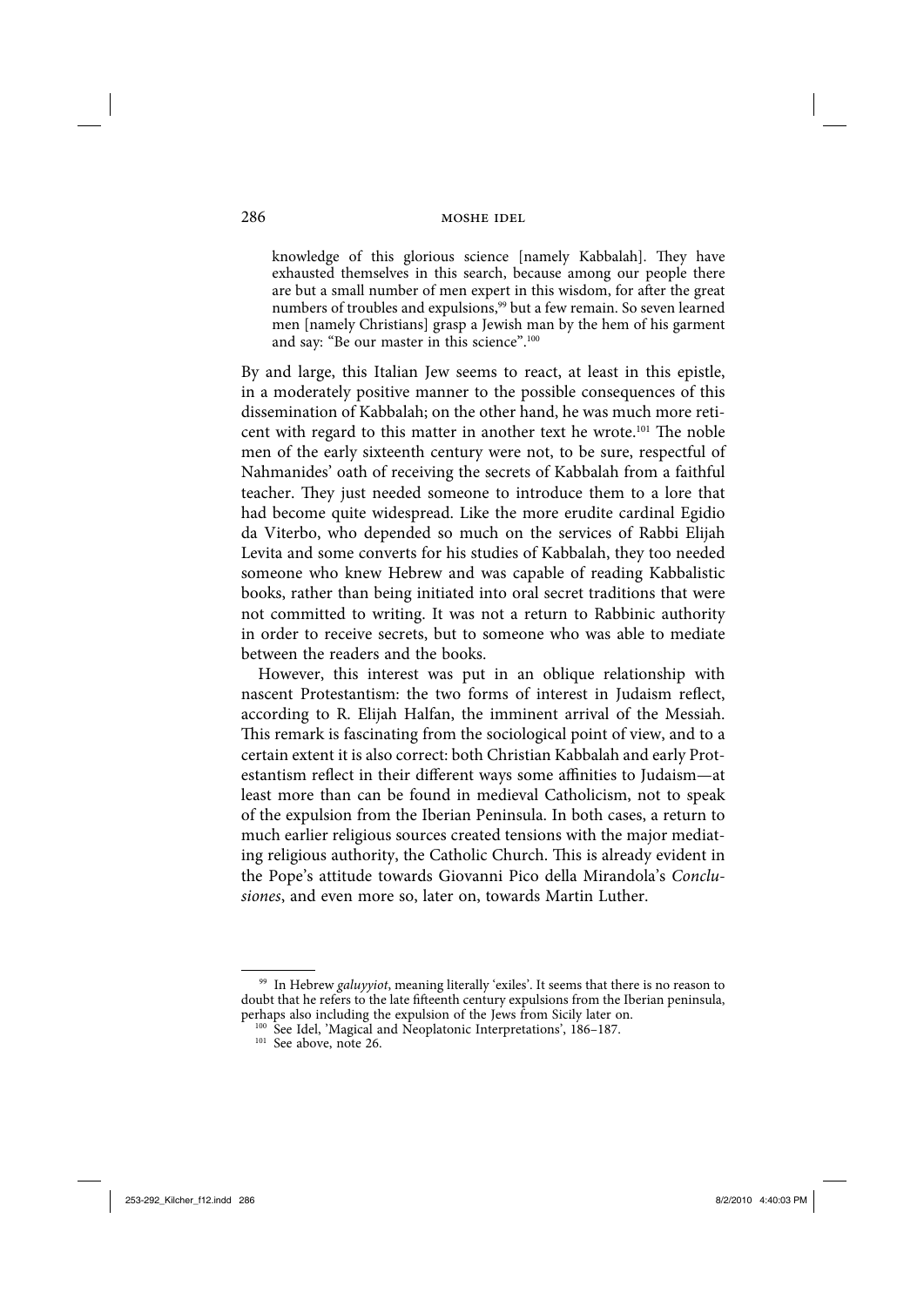> knowledge of this glorious science [namely Kabbalah]. They have exhausted themselves in this search, because among our people there are but a small number of men expert in this wisdom, for after the great numbers of troubles and expulsions,[99] but a few remain. So seven learned men [namely Christians] grasp a Jewish man by the hem of his garment and say: "Be our master in this science".[100]

By and large, this Italian Jew seems to react, at least in this epistle, in a moderately positive manner to the possible consequences of this dissemination of Kabbalah; on the other hand, he was much more reticent with regard to this matter in another text he wrote.[101] The noble men of the early sixteenth century were not, to be sure, respectful of Nahmanides' oath of receiving the secrets of Kabbalah from a faithful teacher. They just needed someone to introduce them to a lore that had become quite widespread. Like the more erudite cardinal Egidio da Viterbo, who depended so much on the services of Rabbi Elijah Levita and some converts for his studies of Kabbalah, they too needed someone who knew Hebrew and was capable of reading Kabbalistic books, rather than being initiated into oral secret traditions that were not committed to writing. It was not a return to Rabbinic authority in order to receive secrets, but to someone who was able to mediate between the readers and the books.

However, this interest was put in an oblique relationship with nascent Protestantism: the two forms of interest in Judaism reflect, according to R. Elijah Halfan, the imminent arrival of the Messiah. This remark is fascinating from the sociological point of view, and to a certain extent it is also correct: both Christian Kabbalah and early Protestantism reflect in their different ways some affinities to Judaism—at least more than can be found in medieval Catholicism, not to speak of the expulsion from the Iberian Peninsula. In both cases, a return to much earlier religious sources created tensions with the major mediating religious authority, the Catholic Church. This is already evident in the Pope's attitude towards Giovanni Pico della Mirandola's *Conclusiones*, and even more so, later on, towards Martin Luther.

---

[99] In Hebrew *galuyyiot*, meaning literally 'exiles'. It seems that there is no reason to doubt that he refers to the late fifteenth century expulsions from the Iberian peninsula, perhaps also including the expulsion of the Jews from Sicily later on.

[100] See Idel, 'Magical and Neoplatonic Interpretations', 186–187.

[101] See above, note 26.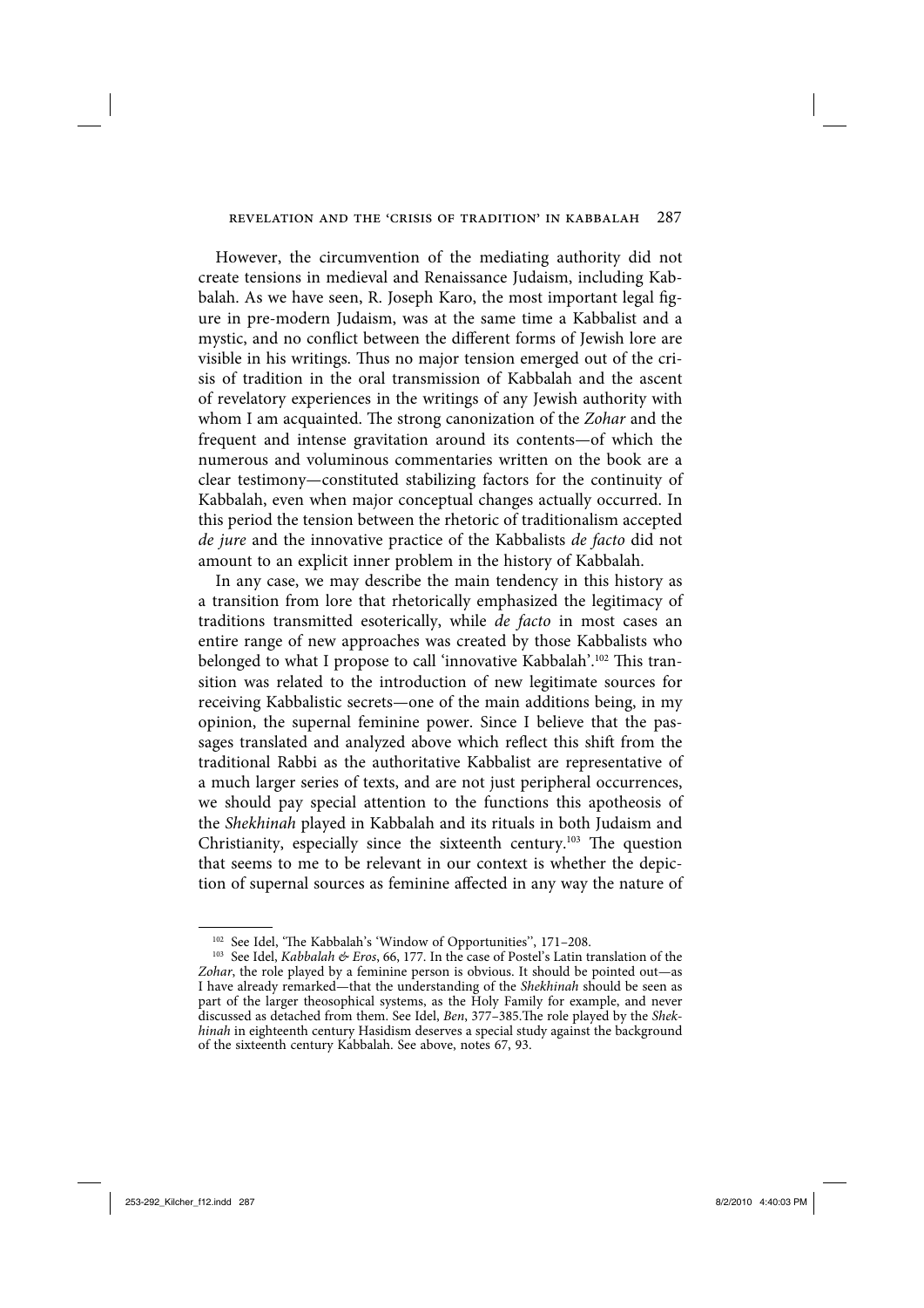However, the circumvention of the mediating authority did not create tensions in medieval and Renaissance Judaism, including Kabbalah. As we have seen, R. Joseph Karo, the most important legal figure in pre-modern Judaism, was at the same time a Kabbalist and a mystic, and no conflict between the different forms of Jewish lore are visible in his writings. Thus no major tension emerged out of the crisis of tradition in the oral transmission of Kabbalah and the ascent of revelatory experiences in the writings of any Jewish authority with whom I am acquainted. The strong canonization of the *Zohar* and the frequent and intense gravitation around its contents—of which the numerous and voluminous commentaries written on the book are a clear testimony—constituted stabilizing factors for the continuity of Kabbalah, even when major conceptual changes actually occurred. In this period the tension between the rhetoric of traditionalism accepted *de jure* and the innovative practice of the Kabbalists *de facto* did not amount to an explicit inner problem in the history of Kabbalah.

In any case, we may describe the main tendency in this history as a transition from lore that rhetorically emphasized the legitimacy of traditions transmitted esoterically, while *de facto* in most cases an entire range of new approaches was created by those Kabbalists who belonged to what I propose to call 'innovative Kabbalah'.[102] This transition was related to the introduction of new legitimate sources for receiving Kabbalistic secrets—one of the main additions being, in my opinion, the supernal feminine power. Since I believe that the passages translated and analyzed above which reflect this shift from the traditional Rabbi as the authoritative Kabbalist are representative of a much larger series of texts, and are not just peripheral occurrences, we should pay special attention to the functions this apotheosis of the *Shekhinah* played in Kabbalah and its rituals in both Judaism and Christianity, especially since the sixteenth century.[103] The question that seems to me to be relevant in our context is whether the depiction of supernal sources as feminine affected in any way the nature of

---

[102] See Idel, 'The Kabbalah's 'Window of Opportunities'', 171–208.

[103] See Idel, *Kabbalah & Eros*, 66, 177. In the case of Postel's Latin translation of the *Zohar*, the role played by a feminine person is obvious. It should be pointed out—as I have already remarked—that the understanding of the *Shekhinah* should be seen as part of the larger theosophical systems, as the Holy Family for example, and never discussed as detached from them. See Idel, *Ben*, 377–385. The role played by the *Shekhinah* in eighteenth century Hasidism deserves a special study against the background of the sixteenth century Kabbalah. See above, notes 67, 93.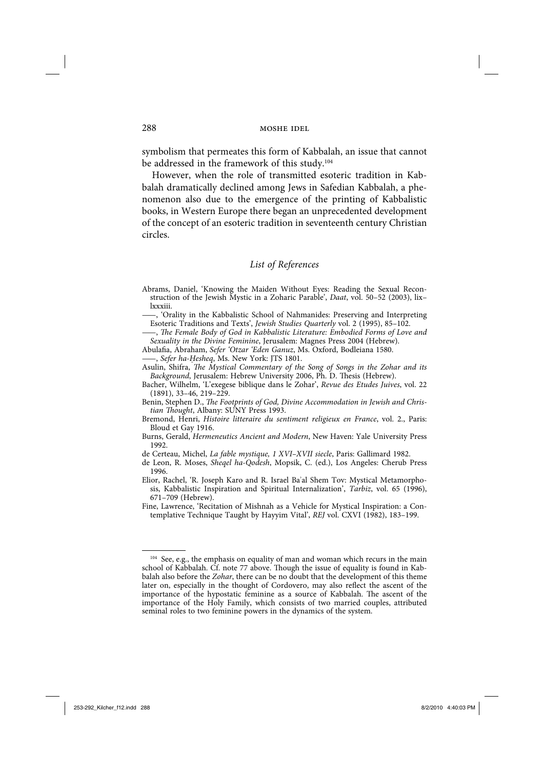symbolism that permeates this form of Kabbalah, an issue that cannot be addressed in the framework of this study.[104]

However, when the role of transmitted esoteric tradition in Kabbalah dramatically declined among Jews in Safedian Kabbalah, a phenomenon also due to the emergence of the printing of Kabbalistic books, in Western Europe there began an unprecedented development of the concept of an esoteric tradition in seventeenth century Christian circles.

## *List of References*

Abrams, Daniel, 'Knowing the Maiden Without Eyes: Reading the Sexual Reconstruction of the Jewish Mystic in a Zoharic Parable', *Daat*, vol. 50–52 (2003), lix–lxxxiii.

——, 'Orality in the Kabbalistic School of Nahmanides: Preserving and Interpreting Esoteric Traditions and Texts', *Jewish Studies Quarterly* vol. 2 (1995), 85–102.

——, *The Female Body of God in Kabbalistic Literature: Embodied Forms of Love and Sexuality in the Divine Feminine*, Jerusalem: Magnes Press 2004 (Hebrew).

Abulafia, Abraham, *Sefer 'Otzar 'Eden Ganuz*, Ms. Oxford, Bodleiana 1580.

——, *Sefer ha-Ḥesheq*, Ms. New York: JTS 1801.

Asulin, Shifra, *The Mystical Commentary of the Song of Songs in the Zohar and its Background*, Jerusalem: Hebrew University 2006, Ph. D. Thesis (Hebrew).

Bacher, Wilhelm, 'L'exegese biblique dans le Zohar', *Revue des Etudes Juives*, vol. 22 (1891), 33–46, 219–229.

Benin, Stephen D., *The Footprints of God, Divine Accommodation in Jewish and Christian Thought*, Albany: SUNY Press 1993.

Bremond, Henri, *Histoire litteraire du sentiment religieux en France*, vol. 2., Paris: Bloud et Gay 1916.

Burns, Gerald, *Hermeneutics Ancient and Modern*, New Haven: Yale University Press 1992.

de Certeau, Michel, *La fable mystique, 1 XVI–XVII siecle*, Paris: Gallimard 1982.

de Leon, R. Moses, *Sheqel ha-Qodesh*, Mopsik, C. (ed.), Los Angeles: Cherub Press 1996.

Elior, Rachel, 'R. Joseph Karo and R. Israel Ba'al Shem Tov: Mystical Metamorphosis, Kabbalistic Inspiration and Spiritual Internalization', *Tarbiz*, vol. 65 (1996), 671–709 (Hebrew).

Fine, Lawrence, 'Recitation of Mishnah as a Vehicle for Mystical Inspiration: a Contemplative Technique Taught by Hayyim Vital', *REJ* vol. CXVI (1982), 183–199.

---

[104] See, e.g., the emphasis on equality of man and woman which recurs in the main school of Kabbalah. Cf. note 77 above. Though the issue of equality is found in Kabbalah also before the *Zohar*, there can be no doubt that the development of this theme later on, especially in the thought of Cordovero, may also reflect the ascent of the importance of the hypostatic feminine as a source of Kabbalah. The ascent of the importance of the Holy Family, which consists of two married couples, attributed seminal roles to two feminine powers in the dynamics of the system.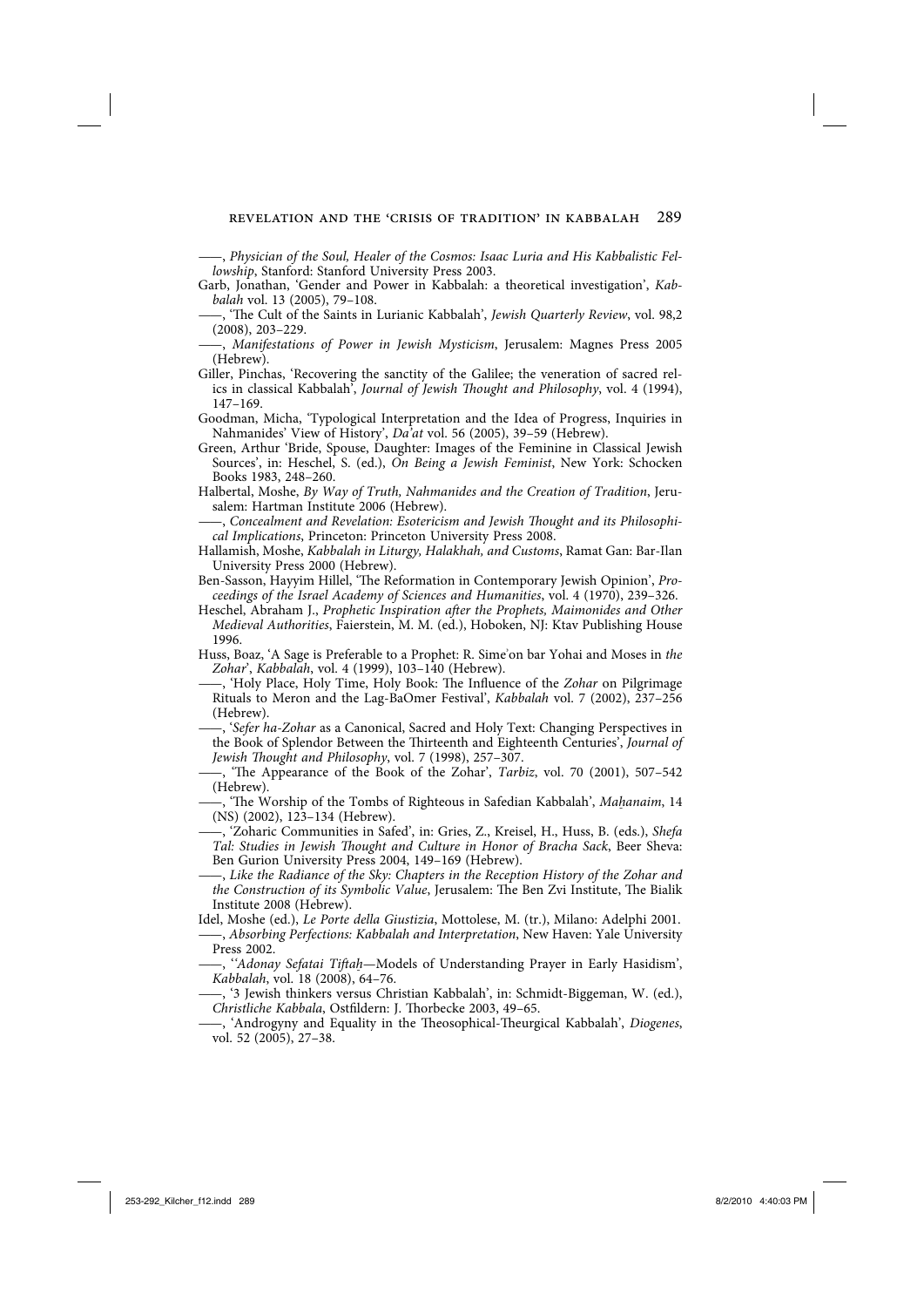——, *Physician of the Soul, Healer of the Cosmos: Isaac Luria and His Kabbalistic Fellowship*, Stanford: Stanford University Press 2003.

Garb, Jonathan, 'Gender and Power in Kabbalah: a theoretical investigation', *Kabbalah* vol. 13 (2005), 79–108.

——, 'The Cult of the Saints in Lurianic Kabbalah', *Jewish Quarterly Review*, vol. 98,2 (2008), 203–229.

——, *Manifestations of Power in Jewish Mysticism*, Jerusalem: Magnes Press 2005 (Hebrew).

Giller, Pinchas, 'Recovering the sanctity of the Galilee; the veneration of sacred relics in classical Kabbalah', *Journal of Jewish Thought and Philosophy*, vol. 4 (1994), 147–169.

Goodman, Micha, 'Typological Interpretation and the Idea of Progress, Inquiries in Nahmanides' View of History', *Da'at* vol. 56 (2005), 39–59 (Hebrew).

Green, Arthur 'Bride, Spouse, Daughter: Images of the Feminine in Classical Jewish Sources', in: Heschel, S. (ed.), *On Being a Jewish Feminist*, New York: Schocken Books 1983, 248–260.

Halbertal, Moshe, *By Way of Truth, Nahmanides and the Creation of Tradition*, Jerusalem: Hartman Institute 2006 (Hebrew).

——, *Concealment and Revelation: Esotericism and Jewish Thought and its Philosophical Implications*, Princeton: Princeton University Press 2008.

Hallamish, Moshe, *Kabbalah in Liturgy, Halakhah, and Customs*, Ramat Gan: Bar-Ilan University Press 2000 (Hebrew).

Ben-Sasson, Hayyim Hillel, 'The Reformation in Contemporary Jewish Opinion', *Proceedings of the Israel Academy of Sciences and Humanities*, vol. 4 (1970), 239–326.

Heschel, Abraham J., *Prophetic Inspiration after the Prophets, Maimonides and Other Medieval Authorities*, Faierstein, M. M. (ed.), Hoboken, NJ: Ktav Publishing House 1996.

Huss, Boaz, 'A Sage is Preferable to a Prophet: R. Sime'on bar Yohai and Moses in *the Zohar*', *Kabbalah*, vol. 4 (1999), 103–140 (Hebrew).

——, 'Holy Place, Holy Time, Holy Book: The Influence of the *Zohar* on Pilgrimage Rituals to Meron and the Lag-BaOmer Festival', *Kabbalah* vol. 7 (2002), 237–256 (Hebrew).

——, '*Sefer ha-Zohar* as a Canonical, Sacred and Holy Text: Changing Perspectives in the Book of Splendor Between the Thirteenth and Eighteenth Centuries', *Journal of Jewish Thought and Philosophy*, vol. 7 (1998), 257–307.

——, 'The Appearance of the Book of the Zohar', *Tarbiz*, vol. 70 (2001), 507–542 (Hebrew).

——, 'The Worship of the Tombs of Righteous in Safedian Kabbalah', *Maḥanaim*, 14 (NS) (2002), 123–134 (Hebrew).

——, 'Zoharic Communities in Safed', in: Gries, Z., Kreisel, H., Huss, B. (eds.), *Shefa Tal: Studies in Jewish Thought and Culture in Honor of Bracha Sack*, Beer Sheva: Ben Gurion University Press 2004, 149–169 (Hebrew).

——, *Like the Radiance of the Sky: Chapters in the Reception History of the Zohar and the Construction of its Symbolic Value*, Jerusalem: The Ben Zvi Institute, The Bialik Institute 2008 (Hebrew).

Idel, Moshe (ed.), *Le Porte della Giustizia*, Mottolese, M. (tr.), Milano: Adelphi 2001.

——, *Absorbing Perfections: Kabbalah and Interpretation*, New Haven: Yale University Press 2002.

——, '*'Adonay Sefatai Tiftaḥ*—Models of Understanding Prayer in Early Hasidism', *Kabbalah*, vol. 18 (2008), 64–76.

——, '3 Jewish thinkers versus Christian Kabbalah', in: Schmidt-Biggeman, W. (ed.), *Christliche Kabbala*, Ostfildern: J. Thorbecke 2003, 49–65.

——, 'Androgyny and Equality in the Theosophical-Theurgical Kabbalah', *Diogenes*, vol. 52 (2005), 27–38.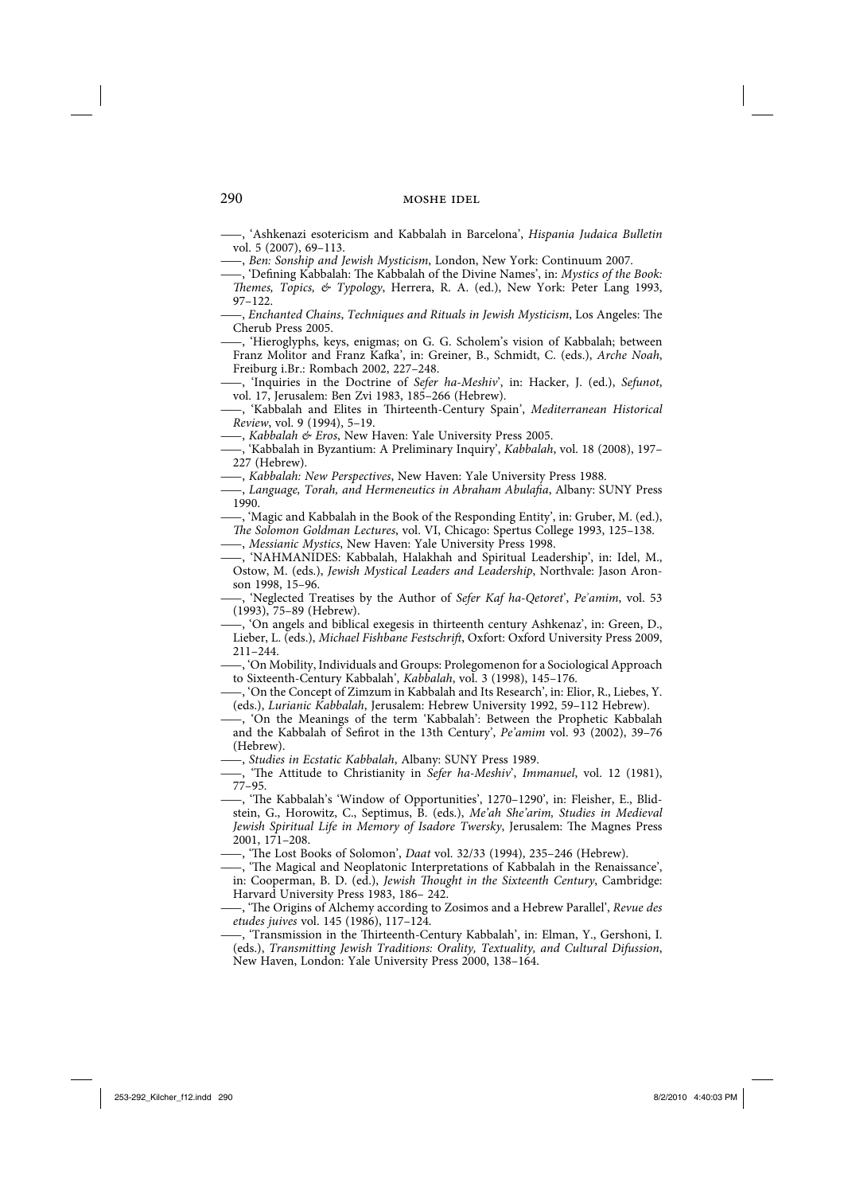——, 'Ashkenazi esotericism and Kabbalah in Barcelona', *Hispania Judaica Bulletin* vol. 5 (2007), 69–113.

——, *Ben: Sonship and Jewish Mysticism*, London, New York: Continuum 2007.

——, 'Defining Kabbalah: The Kabbalah of the Divine Names', in: *Mystics of the Book: Themes, Topics, & Typology*, Herrera, R. A. (ed.), New York: Peter Lang 1993, 97–122.

——, *Enchanted Chains*, *Techniques and Rituals in Jewish Mysticism*, Los Angeles: The Cherub Press 2005.

——, 'Hieroglyphs, keys, enigmas; on G. G. Scholem's vision of Kabbalah; between Franz Molitor and Franz Kafka', in: Greiner, B., Schmidt, C. (eds.), *Arche Noah*, Freiburg i.Br.: Rombach 2002, 227–248.

——, 'Inquiries in the Doctrine of *Sefer ha-Meshiv*', in: Hacker, J. (ed.), *Sefunot*, vol. 17, Jerusalem: Ben Zvi 1983, 185–266 (Hebrew).

——, 'Kabbalah and Elites in Thirteenth-Century Spain', *Mediterranean Historical Review*, vol. 9 (1994), 5–19.

——, *Kabbalah & Eros*, New Haven: Yale University Press 2005.

——, 'Kabbalah in Byzantium: A Preliminary Inquiry', *Kabbalah*, vol. 18 (2008), 197–227 (Hebrew).

——, *Kabbalah: New Perspectives*, New Haven: Yale University Press 1988.

——, *Language, Torah, and Hermeneutics in Abraham Abulafia*, Albany: SUNY Press 1990.

——, 'Magic and Kabbalah in the Book of the Responding Entity', in: Gruber, M. (ed.), *The Solomon Goldman Lectures*, vol. VI, Chicago: Spertus College 1993, 125–138.

——, *Messianic Mystics*, New Haven: Yale University Press 1998.

——, 'NAHMANIDES: Kabbalah, Halakhah and Spiritual Leadership', in: Idel, M., Ostow, M. (eds.), *Jewish Mystical Leaders and Leadership*, Northvale: Jason Aronson 1998, 15–96.

——, 'Neglected Treatises by the Author of *Sefer Kaf ha-Qetoret*', *Pe῾amim*, vol. 53 (1993), 75–89 (Hebrew).

——, 'On angels and biblical exegesis in thirteenth century Ashkenaz', in: Green, D., Lieber, L. (eds.), *Michael Fishbane Festschrift*, Oxfort: Oxford University Press 2009, 211–244.

——, 'On Mobility, Individuals and Groups: Prolegomenon for a Sociological Approach to Sixteenth-Century Kabbalah', *Kabbalah*, vol. 3 (1998), 145–176.

——, 'On the Concept of Zimzum in Kabbalah and Its Research', in: Elior, R., Liebes, Y. (eds.), *Lurianic Kabbalah*, Jerusalem: Hebrew University 1992, 59–112 Hebrew).

——, 'On the Meanings of the term 'Kabbalah': Between the Prophetic Kabbalah and the Kabbalah of Sefirot in the 13th Century', *Pe'amim* vol. 93 (2002), 39–76 (Hebrew).

——, *Studies in Ecstatic Kabbalah*, Albany: SUNY Press 1989.

——, 'The Attitude to Christianity in *Sefer ha-Meshiv*', *Immanuel*, vol. 12 (1981), 77–95.

——, 'The Kabbalah's 'Window of Opportunities', 1270–1290', in: Fleisher, E., Blidstein, G., Horowitz, C., Septimus, B. (eds.), *Me'ah She'arim, Studies in Medieval Jewish Spiritual Life in Memory of Isadore Twersky*, Jerusalem: The Magnes Press 2001, 171–208.

——, 'The Lost Books of Solomon', *Daat* vol. 32/33 (1994), 235–246 (Hebrew).

——, 'The Magical and Neoplatonic Interpretations of Kabbalah in the Renaissance', in: Cooperman, B. D. (ed.), *Jewish Thought in the Sixteenth Century*, Cambridge: Harvard University Press 1983, 186– 242.

——, 'The Origins of Alchemy according to Zosimos and a Hebrew Parallel', *Revue des etudes juives* vol. 145 (1986), 117–124.

——, 'Transmission in the Thirteenth-Century Kabbalah', in: Elman, Y., Gershoni, I. (eds.), *Transmitting Jewish Traditions: Orality, Textuality, and Cultural Difussion*, New Haven, London: Yale University Press 2000, 138–164.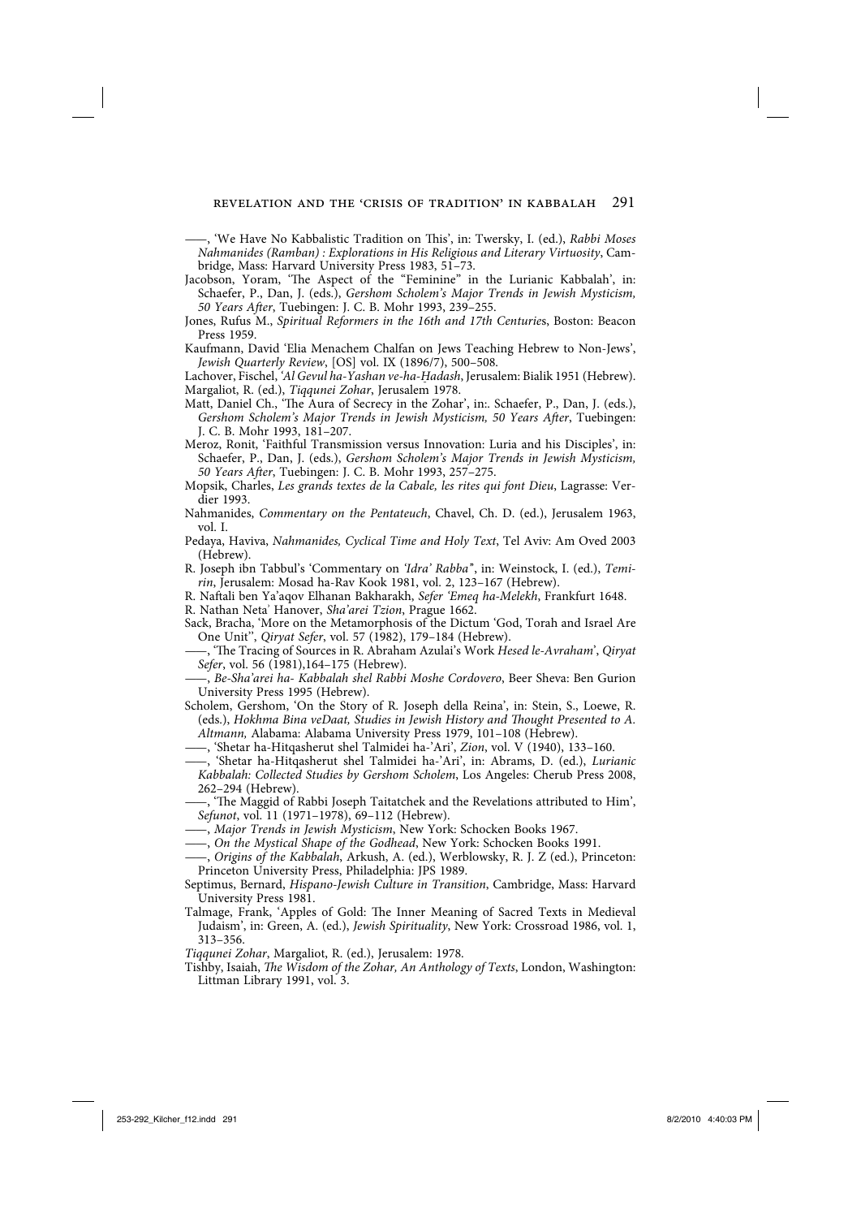——, 'We Have No Kabbalistic Tradition on This', in: Twersky, I. (ed.), *Rabbi Moses Nahmanides (Ramban) : Explorations in His Religious and Literary Virtuosity*, Cambridge, Mass: Harvard University Press 1983, 51–73.

Jacobson, Yoram, 'The Aspect of the "Feminine" in the Lurianic Kabbalah', in: Schaefer, P., Dan, J. (eds.), *Gershom Scholem's Major Trends in Jewish Mysticism, 50 Years After*, Tuebingen: J. C. B. Mohr 1993, 239–255.

Jones, Rufus M., *Spiritual Reformers in the 16th and 17th Centuries*, Boston: Beacon Press 1959.

Kaufmann, David 'Elia Menachem Chalfan on Jews Teaching Hebrew to Non-Jews', *Jewish Quarterly Review*, [OS] vol. IX (1896/7), 500–508.

Lachover, Fischel, *'Al Gevul ha-Yashan ve-ha-Ḥadash*, Jerusalem: Bialik 1951 (Hebrew).

Margaliot, R. (ed.), *Tiqqunei Zohar*, Jerusalem 1978.

Matt, Daniel Ch., 'The Aura of Secrecy in the Zohar', in:. Schaefer, P., Dan, J. (eds.), *Gershom Scholem's Major Trends in Jewish Mysticism, 50 Years After*, Tuebingen: J. C. B. Mohr 1993, 181–207.

Meroz, Ronit, 'Faithful Transmission versus Innovation: Luria and his Disciples', in: Schaefer, P., Dan, J. (eds.), *Gershom Scholem's Major Trends in Jewish Mysticism, 50 Years After*, Tuebingen: J. C. B. Mohr 1993, 257–275.

Mopsik, Charles, *Les grands textes de la Cabale, les rites qui font Dieu*, Lagrasse: Verdier 1993.

Nahmanides, *Commentary on the Pentateuch*, Chavel, Ch. D. (ed.), Jerusalem 1963, vol. I.

Pedaya, Haviva, *Nahmanides, Cyclical Time and Holy Text*, Tel Aviv: Am Oved 2003 (Hebrew).

R. Joseph ibn Tabbul's 'Commentary on *'Idra' Rabba*'', in: Weinstock, I. (ed.), *Temirin*, Jerusalem: Mosad ha-Rav Kook 1981, vol. 2, 123–167 (Hebrew).

R. Naftali ben Ya'aqov Elhanan Bakharakh, *Sefer 'Emeq ha-Melekh*, Frankfurt 1648.

R. Nathan Neta' Hanover, *Sha'arei Tzion*, Prague 1662.

Sack, Bracha, 'More on the Metamorphosis of the Dictum 'God, Torah and Israel Are One Unit'', *Qiryat Sefer*, vol. 57 (1982), 179–184 (Hebrew).

——, 'The Tracing of Sources in R. Abraham Azulai's Work *Hesed le-Avraham*', *Qiryat Sefer*, vol. 56 (1981),164–175 (Hebrew).

——, *Be-Sha'arei ha- Kabbalah shel Rabbi Moshe Cordovero*, Beer Sheva: Ben Gurion University Press 1995 (Hebrew).

Scholem, Gershom, 'On the Story of R. Joseph della Reina', in: Stein, S., Loewe, R. (eds.), *Hokhma Bina veDaat, Studies in Jewish History and Thought Presented to A. Altmann,* Alabama: Alabama University Press 1979, 101–108 (Hebrew).

——, 'Shetar ha-Hitqasherut shel Talmidei ha-'Ari', *Zion*, vol. V (1940), 133–160.

——, 'Shetar ha-Hitqasherut shel Talmidei ha-'Ari', in: Abrams, D. (ed.), *Lurianic Kabbalah: Collected Studies by Gershom Scholem*, Los Angeles: Cherub Press 2008, 262–294 (Hebrew).

——, 'The Maggid of Rabbi Joseph Taitatchek and the Revelations attributed to Him', *Sefunot*, vol. 11 (1971–1978), 69–112 (Hebrew).

——, *Major Trends in Jewish Mysticism*, New York: Schocken Books 1967.

——, *On the Mystical Shape of the Godhead*, New York: Schocken Books 1991.

——, *Origins of the Kabbalah*, Arkush, A. (ed.), Werblowsky, R. J. Z (ed.), Princeton: Princeton University Press, Philadelphia: JPS 1989.

Septimus, Bernard, *Hispano-Jewish Culture in Transition*, Cambridge, Mass: Harvard University Press 1981.

Talmage, Frank, 'Apples of Gold: The Inner Meaning of Sacred Texts in Medieval Judaism', in: Green, A. (ed.), *Jewish Spirituality*, New York: Crossroad 1986, vol. 1, 313–356.

*Tiqqunei Zohar*, Margaliot, R. (ed.), Jerusalem: 1978.

Tishby, Isaiah, *The Wisdom of the Zohar, An Anthology of Texts*, London, Washington: Littman Library 1991, vol. 3.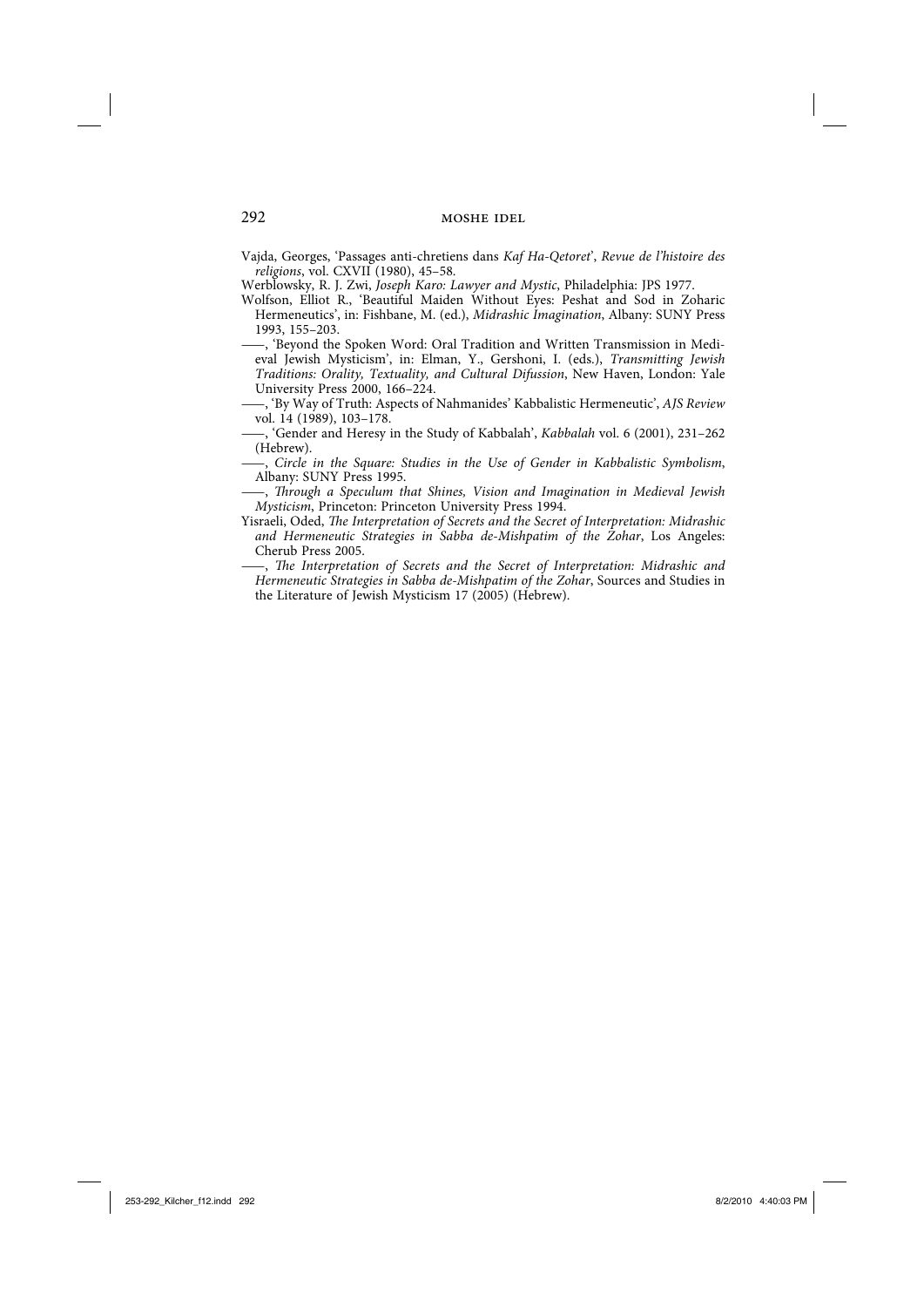Vajda, Georges, 'Passages anti-chretiens dans *Kaf Ha-Qetoret*', *Revue de l'histoire des religions*, vol. CXVII (1980), 45–58.

Werblowsky, R. J. Zwi, *Joseph Karo: Lawyer and Mystic*, Philadelphia: JPS 1977.

Wolfson, Elliot R., 'Beautiful Maiden Without Eyes: Peshat and Sod in Zoharic Hermeneutics', in: Fishbane, M. (ed.), *Midrashic Imagination*, Albany: SUNY Press 1993, 155–203.

——, 'Beyond the Spoken Word: Oral Tradition and Written Transmission in Medieval Jewish Mysticism', in: Elman, Y., Gershoni, I. (eds.), *Transmitting Jewish Traditions: Orality, Textuality, and Cultural Difussion*, New Haven, London: Yale University Press 2000, 166–224.

——, 'By Way of Truth: Aspects of Nahmanides' Kabbalistic Hermeneutic', *AJS Review* vol. 14 (1989), 103–178.

——, 'Gender and Heresy in the Study of Kabbalah', *Kabbalah* vol. 6 (2001), 231–262 (Hebrew).

——, *Circle in the Square: Studies in the Use of Gender in Kabbalistic Symbolism*, Albany: SUNY Press 1995.

——, *Through a Speculum that Shines, Vision and Imagination in Medieval Jewish Mysticism*, Princeton: Princeton University Press 1994.

Yisraeli, Oded, *The Interpretation of Secrets and the Secret of Interpretation: Midrashic and Hermeneutic Strategies in Sabba de-Mishpatim of the Zohar*, Los Angeles: Cherub Press 2005.

——, *The Interpretation of Secrets and the Secret of Interpretation: Midrashic and Hermeneutic Strategies in Sabba de-Mishpatim of the Zohar*, Sources and Studies in the Literature of Jewish Mysticism 17 (2005) (Hebrew).